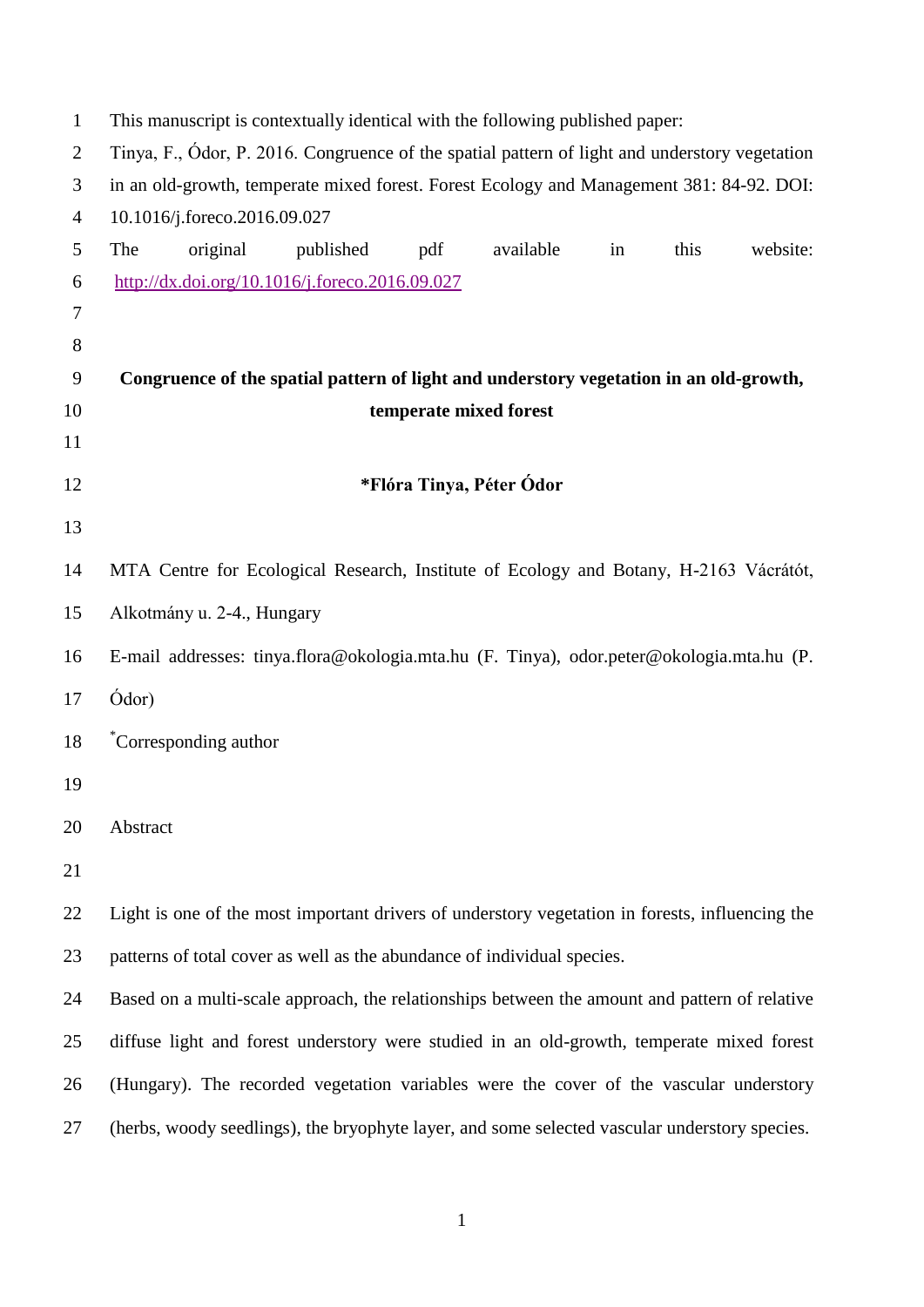This manuscript is contextually identical with the following published paper:
Tinya, F., Ódor, P. 2016. Congruence of the spatial pattern of light and understory vegetation in an old-growth, temperate mixed forest. Forest Ecology and Management 381: 84-92. DOI: 10.1016/j.foreco.2016.09.027
The original published pdf available in this website: http://dx.doi.org/10.1016/j.foreco.2016.09.027

# Congruence of the spatial pattern of light and understory vegetation in an old-growth, temperate mixed forest

**\*Flóra Tinya, Péter Ódor**

MTA Centre for Ecological Research, Institute of Ecology and Botany, H-2163 Vácrátót, Alkotmány u. 2-4., Hungary

E-mail addresses: tinya.flora@okologia.mta.hu (F. Tinya), odor.peter@okologia.mta.hu (P. Ódor)

*Corresponding author

## Abstract

Light is one of the most important drivers of understory vegetation in forests, influencing the patterns of total cover as well as the abundance of individual species.

Based on a multi-scale approach, the relationships between the amount and pattern of relative diffuse light and forest understory were studied in an old-growth, temperate mixed forest (Hungary). The recorded vegetation variables were the cover of the vascular understory (herbs, woody seedlings), the bryophyte layer, and some selected vascular understory species.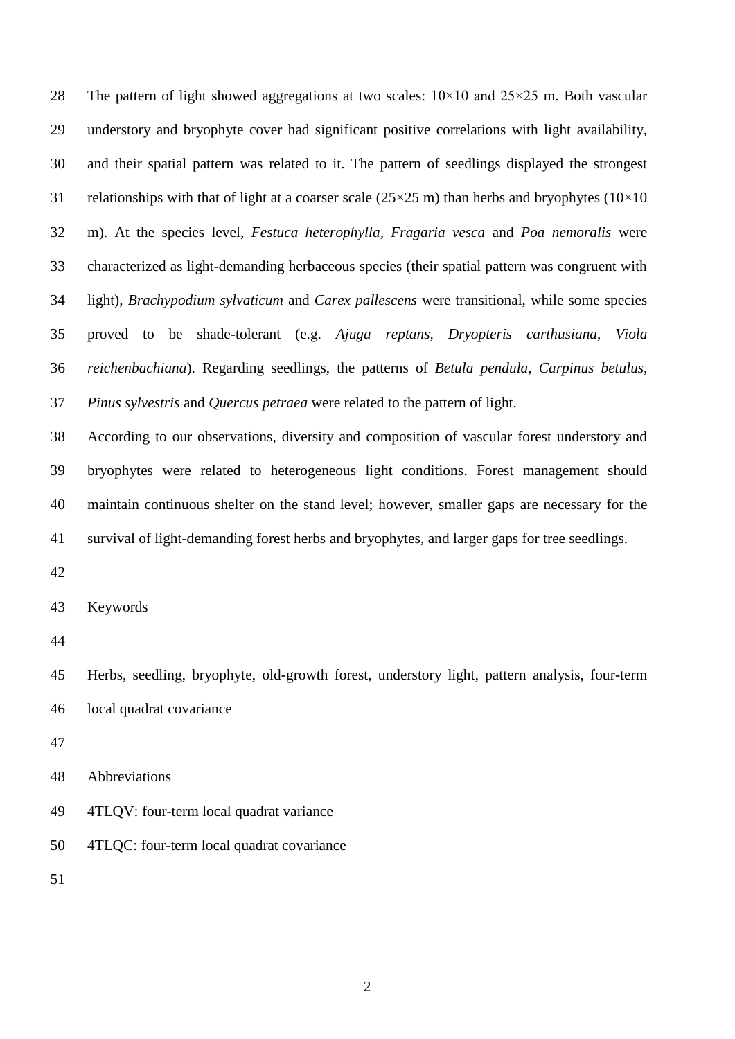The pattern of light showed aggregations at two scales: 10×10 and 25×25 m. Both vascular understory and bryophyte cover had significant positive correlations with light availability, and their spatial pattern was related to it. The pattern of seedlings displayed the strongest relationships with that of light at a coarser scale (25×25 m) than herbs and bryophytes (10×10 m). At the species level, *Festuca heterophylla*, *Fragaria vesca* and *Poa nemoralis* were characterized as light-demanding herbaceous species (their spatial pattern was congruent with light), *Brachypodium sylvaticum* and *Carex pallescens* were transitional, while some species proved to be shade-tolerant (e.g. *Ajuga reptans*, *Dryopteris carthusiana*, *Viola reichenbachiana*). Regarding seedlings, the patterns of *Betula pendula*, *Carpinus betulus*, *Pinus sylvestris* and *Quercus petraea* were related to the pattern of light.

According to our observations, diversity and composition of vascular forest understory and bryophytes were related to heterogeneous light conditions. Forest management should maintain continuous shelter on the stand level; however, smaller gaps are necessary for the survival of light-demanding forest herbs and bryophytes, and larger gaps for tree seedlings.

Keywords

Herbs, seedling, bryophyte, old-growth forest, understory light, pattern analysis, four-term local quadrat covariance

Abbreviations

4TLQV: four-term local quadrat variance

4TLQC: four-term local quadrat covariance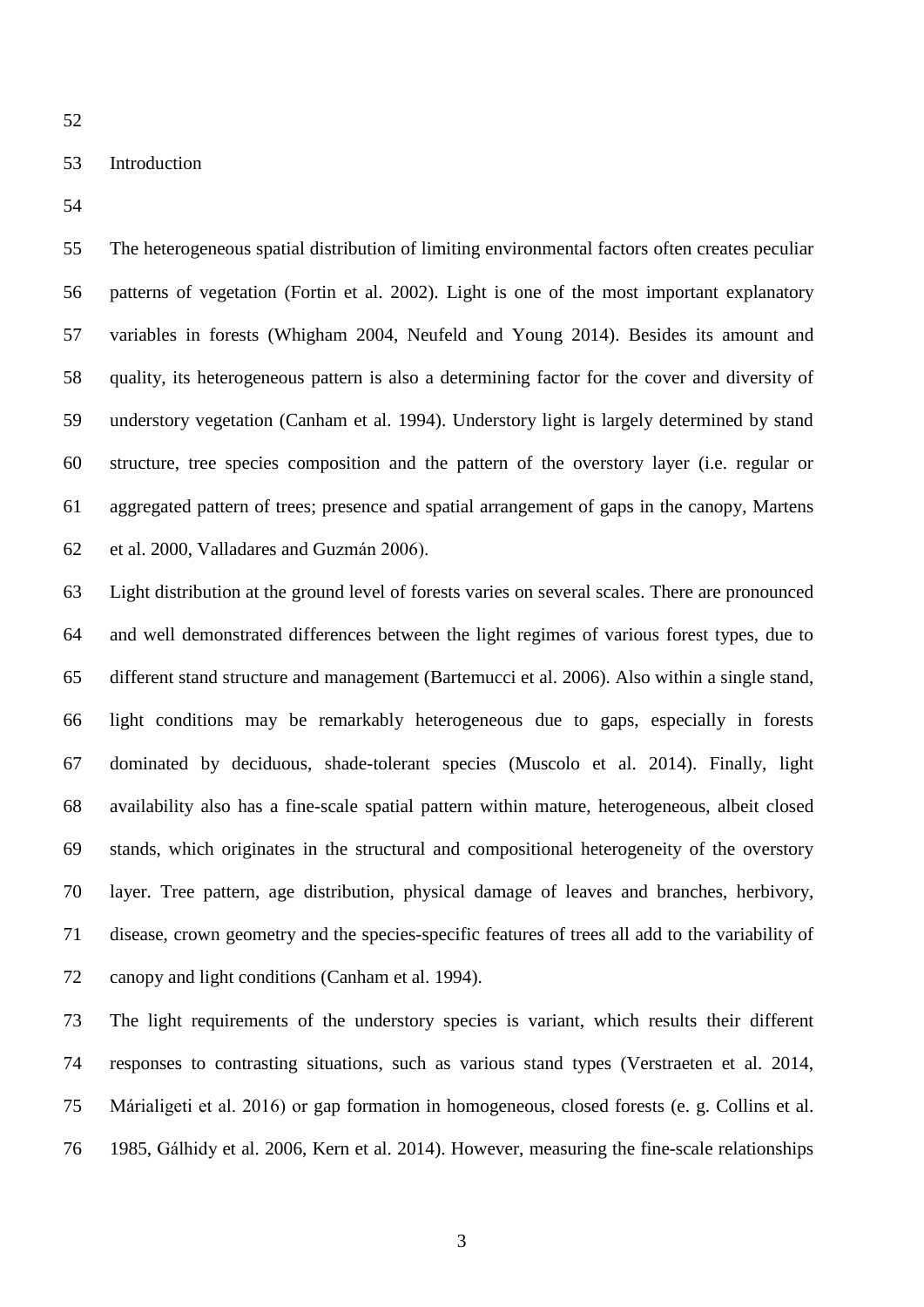## Introduction

The heterogeneous spatial distribution of limiting environmental factors often creates peculiar patterns of vegetation (Fortin et al. 2002). Light is one of the most important explanatory variables in forests (Whigham 2004, Neufeld and Young 2014). Besides its amount and quality, its heterogeneous pattern is also a determining factor for the cover and diversity of understory vegetation (Canham et al. 1994). Understory light is largely determined by stand structure, tree species composition and the pattern of the overstory layer (i.e. regular or aggregated pattern of trees; presence and spatial arrangement of gaps in the canopy, Martens et al. 2000, Valladares and Guzmán 2006).

Light distribution at the ground level of forests varies on several scales. There are pronounced and well demonstrated differences between the light regimes of various forest types, due to different stand structure and management (Bartemucci et al. 2006). Also within a single stand, light conditions may be remarkably heterogeneous due to gaps, especially in forests dominated by deciduous, shade-tolerant species (Muscolo et al. 2014). Finally, light availability also has a fine-scale spatial pattern within mature, heterogeneous, albeit closed stands, which originates in the structural and compositional heterogeneity of the overstory layer. Tree pattern, age distribution, physical damage of leaves and branches, herbivory, disease, crown geometry and the species-specific features of trees all add to the variability of canopy and light conditions (Canham et al. 1994).

The light requirements of the understory species is variant, which results their different responses to contrasting situations, such as various stand types (Verstraeten et al. 2014, Márialigeti et al. 2016) or gap formation in homogeneous, closed forests (e. g. Collins et al. 1985, Gálhidy et al. 2006, Kern et al. 2014). However, measuring the fine-scale relationships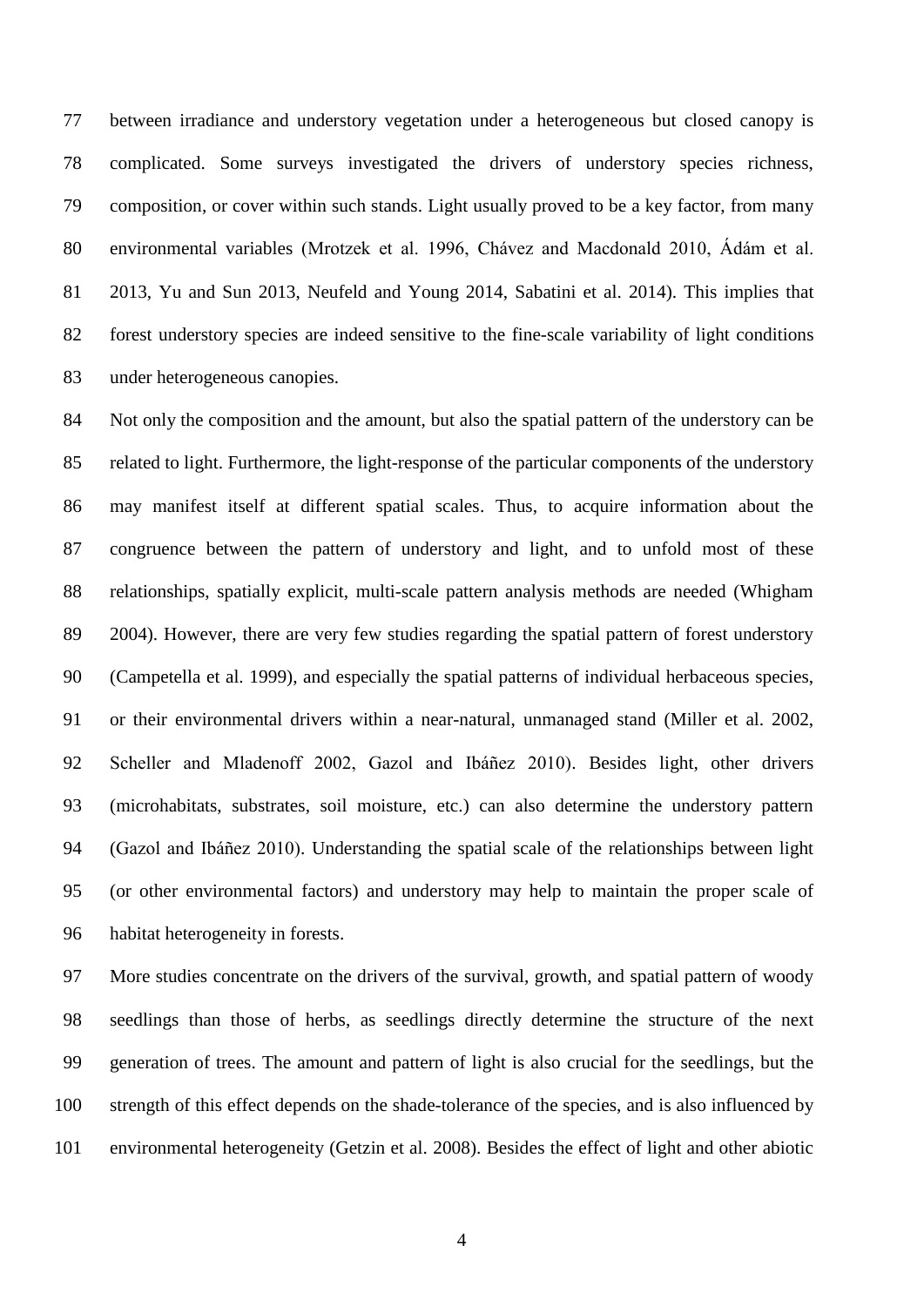between irradiance and understory vegetation under a heterogeneous but closed canopy is complicated. Some surveys investigated the drivers of understory species richness, composition, or cover within such stands. Light usually proved to be a key factor, from many environmental variables (Mrotzek et al. 1996, Chávez and Macdonald 2010, Ádám et al. 2013, Yu and Sun 2013, Neufeld and Young 2014, Sabatini et al. 2014). This implies that forest understory species are indeed sensitive to the fine-scale variability of light conditions under heterogeneous canopies.

Not only the composition and the amount, but also the spatial pattern of the understory can be related to light. Furthermore, the light-response of the particular components of the understory may manifest itself at different spatial scales. Thus, to acquire information about the congruence between the pattern of understory and light, and to unfold most of these relationships, spatially explicit, multi-scale pattern analysis methods are needed (Whigham 2004). However, there are very few studies regarding the spatial pattern of forest understory (Campetella et al. 1999), and especially the spatial patterns of individual herbaceous species, or their environmental drivers within a near-natural, unmanaged stand (Miller et al. 2002, Scheller and Mladenoff 2002, Gazol and Ibáñez 2010). Besides light, other drivers (microhabitats, substrates, soil moisture, etc.) can also determine the understory pattern (Gazol and Ibáñez 2010). Understanding the spatial scale of the relationships between light (or other environmental factors) and understory may help to maintain the proper scale of habitat heterogeneity in forests.

More studies concentrate on the drivers of the survival, growth, and spatial pattern of woody seedlings than those of herbs, as seedlings directly determine the structure of the next generation of trees. The amount and pattern of light is also crucial for the seedlings, but the strength of this effect depends on the shade-tolerance of the species, and is also influenced by environmental heterogeneity (Getzin et al. 2008). Besides the effect of light and other abiotic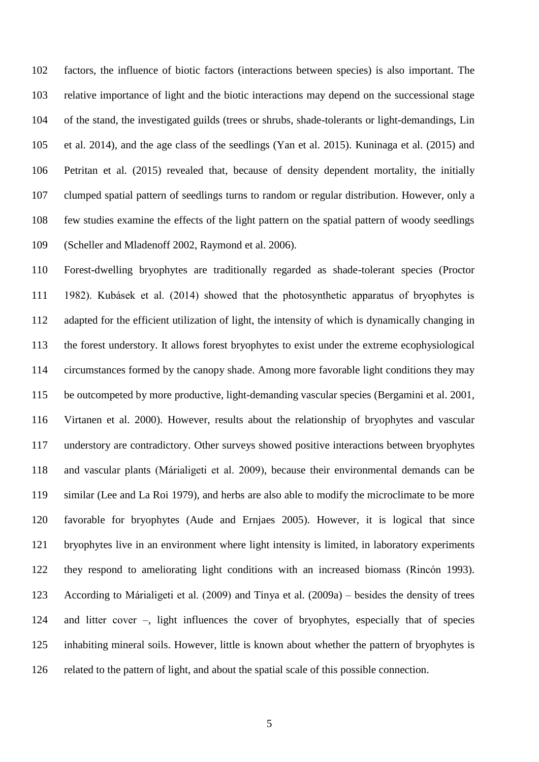factors, the influence of biotic factors (interactions between species) is also important. The relative importance of light and the biotic interactions may depend on the successional stage of the stand, the investigated guilds (trees or shrubs, shade-tolerants or light-demandings, Lin et al. 2014), and the age class of the seedlings (Yan et al. 2015). Kuninaga et al. (2015) and Petritan et al. (2015) revealed that, because of density dependent mortality, the initially clumped spatial pattern of seedlings turns to random or regular distribution. However, only a few studies examine the effects of the light pattern on the spatial pattern of woody seedlings (Scheller and Mladenoff 2002, Raymond et al. 2006).

Forest-dwelling bryophytes are traditionally regarded as shade-tolerant species (Proctor 1982). Kubásek et al. (2014) showed that the photosynthetic apparatus of bryophytes is adapted for the efficient utilization of light, the intensity of which is dynamically changing in the forest understory. It allows forest bryophytes to exist under the extreme ecophysiological circumstances formed by the canopy shade. Among more favorable light conditions they may be outcompeted by more productive, light-demanding vascular species (Bergamini et al. 2001, Virtanen et al. 2000). However, results about the relationship of bryophytes and vascular understory are contradictory. Other surveys showed positive interactions between bryophytes and vascular plants (Márialigeti et al. 2009), because their environmental demands can be similar (Lee and La Roi 1979), and herbs are also able to modify the microclimate to be more favorable for bryophytes (Aude and Ernjaes 2005). However, it is logical that since bryophytes live in an environment where light intensity is limited, in laboratory experiments they respond to ameliorating light conditions with an increased biomass (Rincón 1993). According to Márialigeti et al. (2009) and Tinya et al. (2009a) – besides the density of trees and litter cover –, light influences the cover of bryophytes, especially that of species inhabiting mineral soils. However, little is known about whether the pattern of bryophytes is related to the pattern of light, and about the spatial scale of this possible connection.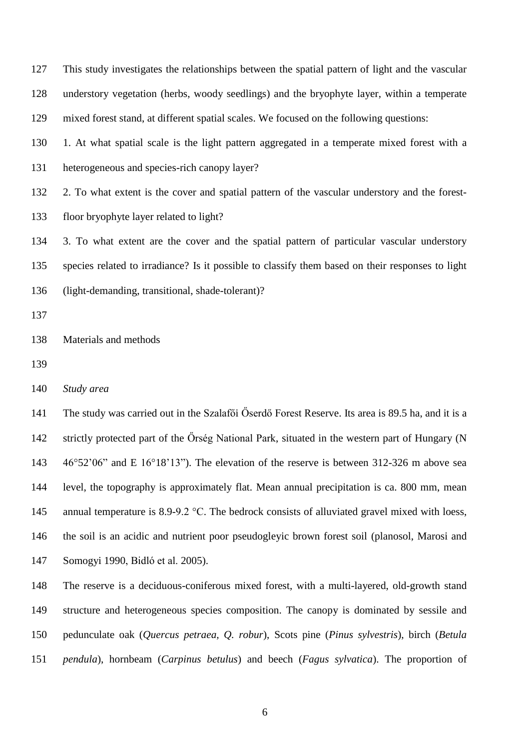This study investigates the relationships between the spatial pattern of light and the vascular understory vegetation (herbs, woody seedlings) and the bryophyte layer, within a temperate mixed forest stand, at different spatial scales. We focused on the following questions:

1. At what spatial scale is the light pattern aggregated in a temperate mixed forest with a heterogeneous and species-rich canopy layer?
2. To what extent is the cover and spatial pattern of the vascular understory and the forest-floor bryophyte layer related to light?
3. To what extent are the cover and the spatial pattern of particular vascular understory species related to irradiance? Is it possible to classify them based on their responses to light (light-demanding, transitional, shade-tolerant)?

## Materials and methods

### *Study area*

The study was carried out in the Szalafői Őserdő Forest Reserve. Its area is 89.5 ha, and it is a strictly protected part of the Őrség National Park, situated in the western part of Hungary (N 46°52'06" and E 16°18'13"). The elevation of the reserve is between 312-326 m above sea level, the topography is approximately flat. Mean annual precipitation is ca. 800 mm, mean annual temperature is 8.9-9.2 °C. The bedrock consists of alluviated gravel mixed with loess, the soil is an acidic and nutrient poor pseudogleyic brown forest soil (planosol, Marosi and Somogyi 1990, Bidló et al. 2005).

The reserve is a deciduous-coniferous mixed forest, with a multi-layered, old-growth stand structure and heterogeneous species composition. The canopy is dominated by sessile and pedunculate oak (*Quercus petraea, Q. robur*), Scots pine (*Pinus sylvestris*), birch (*Betula pendula*), hornbeam (*Carpinus betulus*) and beech (*Fagus sylvatica*). The proportion of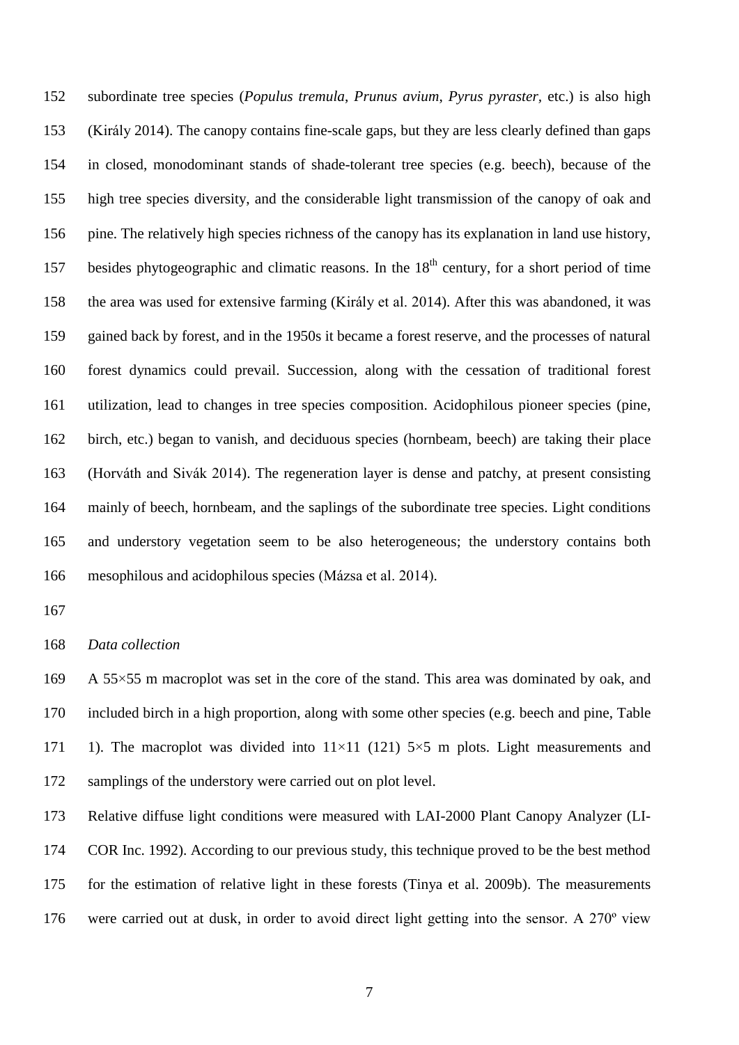subordinate tree species (*Populus tremula*, *Prunus avium*, *Pyrus pyraster,* etc.) is also high (Király 2014). The canopy contains fine-scale gaps, but they are less clearly defined than gaps in closed, monodominant stands of shade-tolerant tree species (e.g. beech), because of the high tree species diversity, and the considerable light transmission of the canopy of oak and pine. The relatively high species richness of the canopy has its explanation in land use history, besides phytogeographic and climatic reasons. In the $18^{th}$ century, for a short period of time the area was used for extensive farming (Király et al. 2014). After this was abandoned, it was gained back by forest, and in the 1950s it became a forest reserve, and the processes of natural forest dynamics could prevail. Succession, along with the cessation of traditional forest utilization, lead to changes in tree species composition. Acidophilous pioneer species (pine, birch, etc.) began to vanish, and deciduous species (hornbeam, beech) are taking their place (Horváth and Sivák 2014). The regeneration layer is dense and patchy, at present consisting mainly of beech, hornbeam, and the saplings of the subordinate tree species. Light conditions and understory vegetation seem to be also heterogeneous; the understory contains both mesophilous and acidophilous species (Mázsa et al. 2014).

*Data collection*

A 55×55 m macroplot was set in the core of the stand. This area was dominated by oak, and included birch in a high proportion, along with some other species (e.g. beech and pine, Table 1). The macroplot was divided into 11×11 (121) 5×5 m plots. Light measurements and samplings of the understory were carried out on plot level.

Relative diffuse light conditions were measured with LAI-2000 Plant Canopy Analyzer (LI-COR Inc. 1992). According to our previous study, this technique proved to be the best method for the estimation of relative light in these forests (Tinya et al. 2009b). The measurements were carried out at dusk, in order to avoid direct light getting into the sensor. A 270º view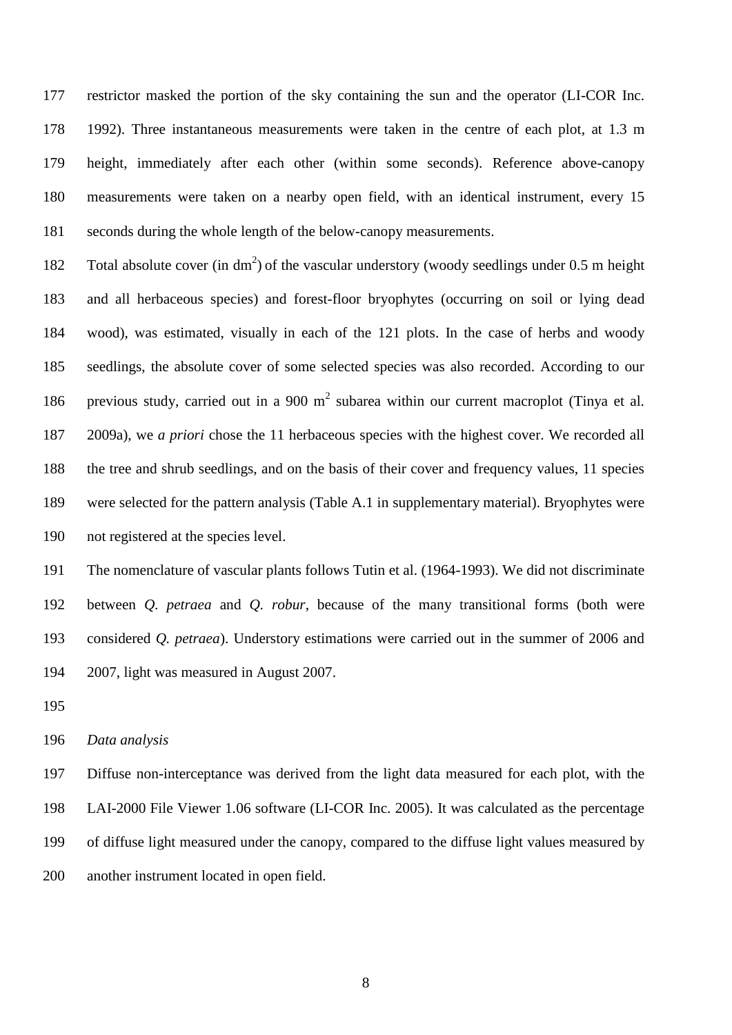restrictor masked the portion of the sky containing the sun and the operator (LI-COR Inc. 1992). Three instantaneous measurements were taken in the centre of each plot, at 1.3 m height, immediately after each other (within some seconds). Reference above-canopy measurements were taken on a nearby open field, with an identical instrument, every 15 seconds during the whole length of the below-canopy measurements.

Total absolute cover (in $dm^2$) of the vascular understory (woody seedlings under 0.5 m height and all herbaceous species) and forest-floor bryophytes (occurring on soil or lying dead wood), was estimated, visually in each of the 121 plots. In the case of herbs and woody seedlings, the absolute cover of some selected species was also recorded. According to our previous study, carried out in a 900 $m^2$ subarea within our current macroplot (Tinya et al. 2009a), we *a priori* chose the 11 herbaceous species with the highest cover. We recorded all the tree and shrub seedlings, and on the basis of their cover and frequency values, 11 species were selected for the pattern analysis (Table A.1 in supplementary material). Bryophytes were not registered at the species level.

The nomenclature of vascular plants follows Tutin et al. (1964-1993). We did not discriminate between *Q. petraea* and *Q. robur*, because of the many transitional forms (both were considered *Q. petraea*). Understory estimations were carried out in the summer of 2006 and 2007, light was measured in August 2007.

### *Data analysis*

Diffuse non-interceptance was derived from the light data measured for each plot, with the LAI-2000 File Viewer 1.06 software (LI-COR Inc. 2005). It was calculated as the percentage of diffuse light measured under the canopy, compared to the diffuse light values measured by another instrument located in open field.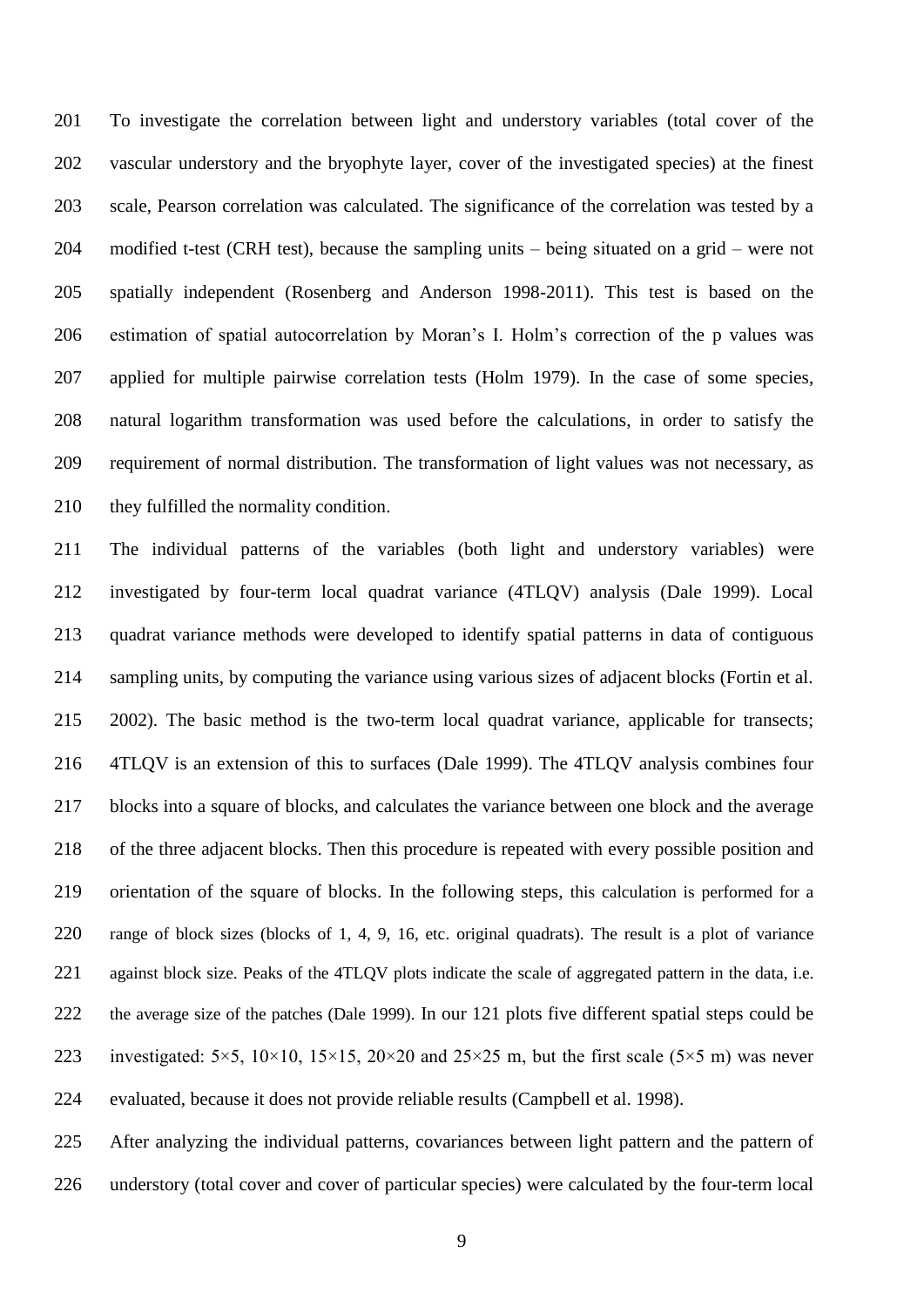To investigate the correlation between light and understory variables (total cover of the vascular understory and the bryophyte layer, cover of the investigated species) at the finest scale, Pearson correlation was calculated. The significance of the correlation was tested by a modified t-test (CRH test), because the sampling units – being situated on a grid – were not spatially independent (Rosenberg and Anderson 1998-2011). This test is based on the estimation of spatial autocorrelation by Moran's I. Holm's correction of the p values was applied for multiple pairwise correlation tests (Holm 1979). In the case of some species, natural logarithm transformation was used before the calculations, in order to satisfy the requirement of normal distribution. The transformation of light values was not necessary, as they fulfilled the normality condition.

The individual patterns of the variables (both light and understory variables) were investigated by four-term local quadrat variance (4TLQV) analysis (Dale 1999). Local quadrat variance methods were developed to identify spatial patterns in data of contiguous sampling units, by computing the variance using various sizes of adjacent blocks (Fortin et al. 2002). The basic method is the two-term local quadrat variance, applicable for transects; 4TLQV is an extension of this to surfaces (Dale 1999). The 4TLQV analysis combines four blocks into a square of blocks, and calculates the variance between one block and the average of the three adjacent blocks. Then this procedure is repeated with every possible position and orientation of the square of blocks. In the following steps, this calculation is performed for a range of block sizes (blocks of 1, 4, 9, 16, etc. original quadrats). The result is a plot of variance against block size. Peaks of the 4TLQV plots indicate the scale of aggregated pattern in the data, i.e. the average size of the patches (Dale 1999). In our 121 plots five different spatial steps could be investigated: 5×5, 10×10, 15×15, 20×20 and 25×25 m, but the first scale (5×5 m) was never evaluated, because it does not provide reliable results (Campbell et al. 1998).

After analyzing the individual patterns, covariances between light pattern and the pattern of understory (total cover and cover of particular species) were calculated by the four-term local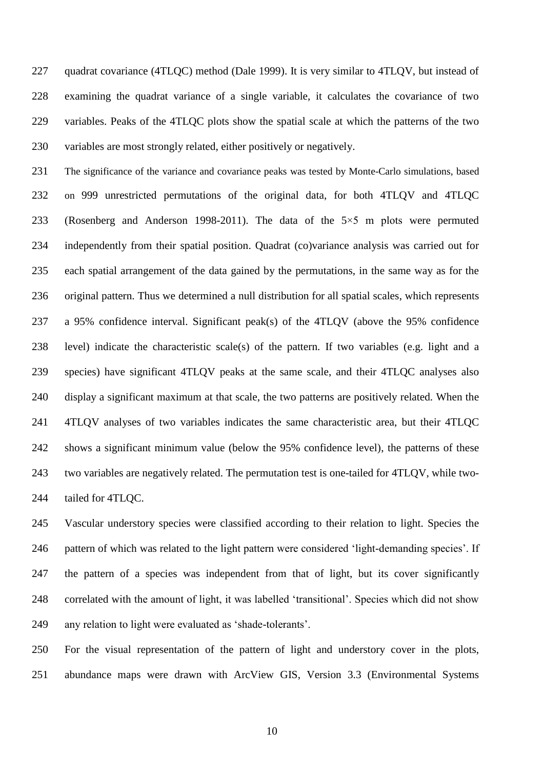quadrat covariance (4TLQC) method (Dale 1999). It is very similar to 4TLQV, but instead of examining the quadrat variance of a single variable, it calculates the covariance of two variables. Peaks of the 4TLQC plots show the spatial scale at which the patterns of the two variables are most strongly related, either positively or negatively.

The significance of the variance and covariance peaks was tested by Monte-Carlo simulations, based on 999 unrestricted permutations of the original data, for both 4TLQV and 4TLQC (Rosenberg and Anderson 1998-2011). The data of the 5×5 m plots were permuted independently from their spatial position. Quadrat (co)variance analysis was carried out for each spatial arrangement of the data gained by the permutations, in the same way as for the original pattern. Thus we determined a null distribution for all spatial scales, which represents a 95% confidence interval. Significant peak(s) of the 4TLQV (above the 95% confidence level) indicate the characteristic scale(s) of the pattern. If two variables (e.g. light and a species) have significant 4TLQV peaks at the same scale, and their 4TLQC analyses also display a significant maximum at that scale, the two patterns are positively related. When the 4TLQV analyses of two variables indicates the same characteristic area, but their 4TLQC shows a significant minimum value (below the 95% confidence level), the patterns of these two variables are negatively related. The permutation test is one-tailed for 4TLQV, while two-tailed for 4TLQC.

Vascular understory species were classified according to their relation to light. Species the pattern of which was related to the light pattern were considered 'light-demanding species'. If the pattern of a species was independent from that of light, but its cover significantly correlated with the amount of light, it was labelled 'transitional'. Species which did not show any relation to light were evaluated as 'shade-tolerants'.

For the visual representation of the pattern of light and understory cover in the plots, abundance maps were drawn with ArcView GIS, Version 3.3 (Environmental Systems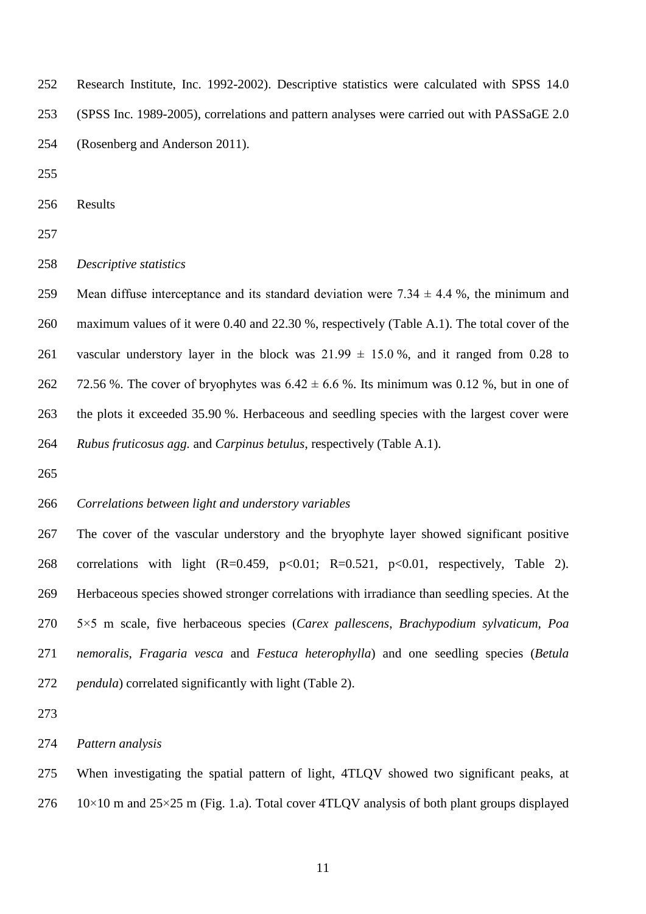Research Institute, Inc. 1992-2002). Descriptive statistics were calculated with SPSS 14.0 (SPSS Inc. 1989-2005), correlations and pattern analyses were carried out with PASSaGE 2.0 (Rosenberg and Anderson 2011).

## Results

### *Descriptive statistics*

Mean diffuse interceptance and its standard deviation were $7.34 \pm 4.4$ %, the minimum and maximum values of it were 0.40 and 22.30 %, respectively (Table A.1). The total cover of the vascular understory layer in the block was $21.99 \pm 15.0$ %, and it ranged from 0.28 to 72.56 %. The cover of bryophytes was $6.42 \pm 6.6$ %. Its minimum was 0.12 %, but in one of the plots it exceeded 35.90 %. Herbaceous and seedling species with the largest cover were *Rubus fruticosus agg.* and *Carpinus betulus*, respectively (Table A.1).

### *Correlations between light and understory variables*

The cover of the vascular understory and the bryophyte layer showed significant positive correlations with light ($R=0.459$, $p<0.01$; $R=0.521$, $p<0.01$, respectively, Table 2). Herbaceous species showed stronger correlations with irradiance than seedling species. At the 5×5 m scale, five herbaceous species (*Carex pallescens*, *Brachypodium sylvaticum, Poa nemoralis*, *Fragaria vesca* and *Festuca heterophylla*) and one seedling species (*Betula pendula*) correlated significantly with light (Table 2).

### *Pattern analysis*

When investigating the spatial pattern of light, 4TLQV showed two significant peaks, at 10×10 m and 25×25 m (Fig. 1.a). Total cover 4TLQV analysis of both plant groups displayed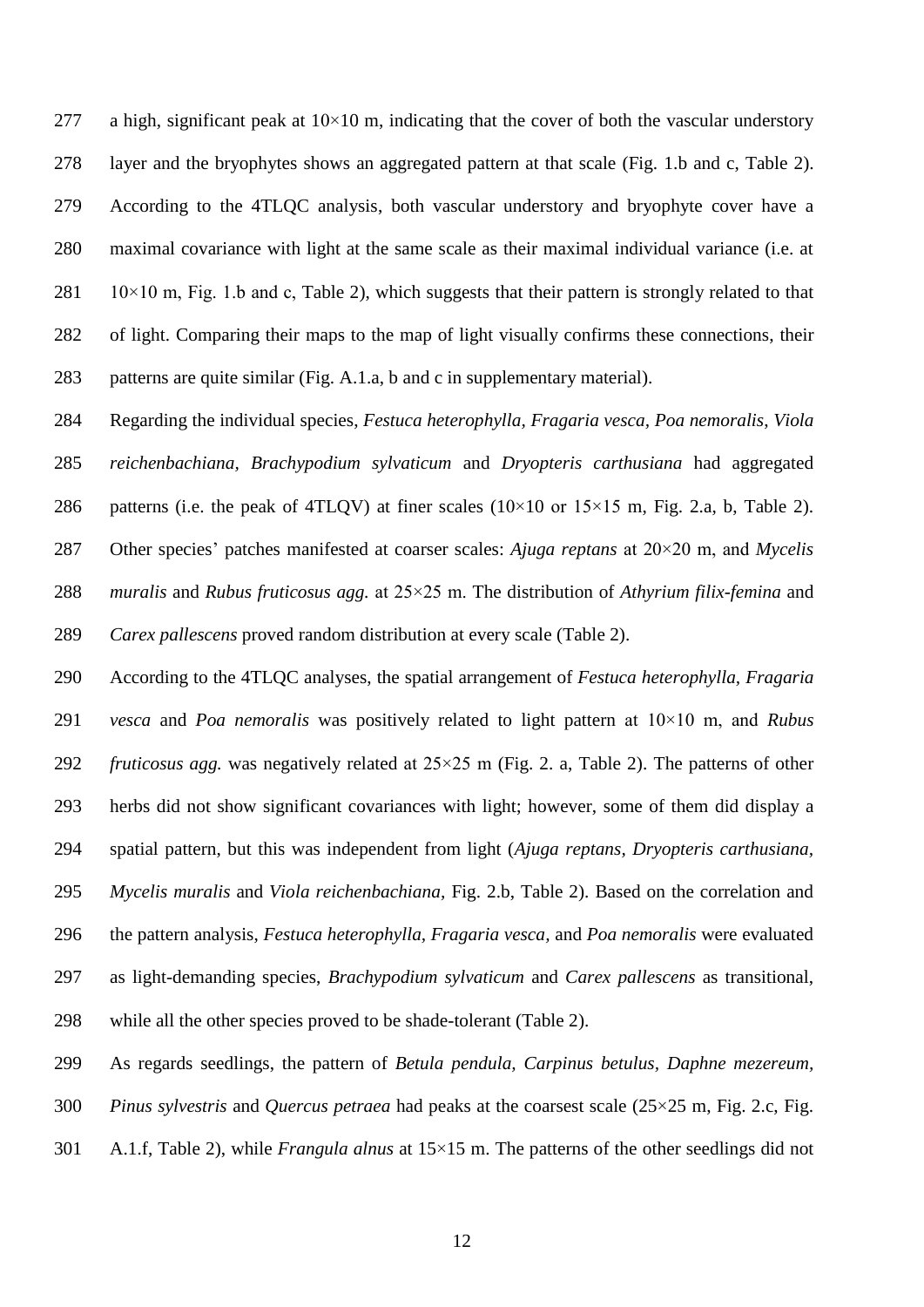a high, significant peak at 10×10 m, indicating that the cover of both the vascular understory layer and the bryophytes shows an aggregated pattern at that scale (Fig. 1.b and c, Table 2). According to the 4TLQC analysis, both vascular understory and bryophyte cover have a maximal covariance with light at the same scale as their maximal individual variance (i.e. at 10×10 m, Fig. 1.b and c, Table 2), which suggests that their pattern is strongly related to that of light. Comparing their maps to the map of light visually confirms these connections, their patterns are quite similar (Fig. A.1.a, b and c in supplementary material).

Regarding the individual species, *Festuca heterophylla, Fragaria vesca, Poa nemoralis*, *Viola reichenbachiana*, *Brachypodium sylvaticum* and *Dryopteris carthusiana* had aggregated patterns (i.e. the peak of 4TLQV) at finer scales (10×10 or 15×15 m, Fig. 2.a, b, Table 2). Other species' patches manifested at coarser scales: *Ajuga reptans* at 20×20 m, and *Mycelis muralis* and *Rubus fruticosus agg.* at 25×25 m. The distribution of *Athyrium filix-femina* and *Carex pallescens* proved random distribution at every scale (Table 2).

According to the 4TLQC analyses, the spatial arrangement of *Festuca heterophylla, Fragaria vesca* and *Poa nemoralis* was positively related to light pattern at 10×10 m, and *Rubus fruticosus agg.* was negatively related at 25×25 m (Fig. 2. a, Table 2). The patterns of other herbs did not show significant covariances with light; however, some of them did display a spatial pattern, but this was independent from light (*Ajuga reptans*, *Dryopteris carthusiana*, *Mycelis muralis* and *Viola reichenbachiana*, Fig. 2.b, Table 2). Based on the correlation and the pattern analysis, *Festuca heterophylla*, *Fragaria vesca*, and *Poa nemoralis* were evaluated as light-demanding species, *Brachypodium sylvaticum* and *Carex pallescens* as transitional, while all the other species proved to be shade-tolerant (Table 2).

As regards seedlings, the pattern of *Betula pendula, Carpinus betulus*, *Daphne mezereum*, *Pinus sylvestris* and *Quercus petraea* had peaks at the coarsest scale (25×25 m, Fig. 2.c, Fig. A.1.f, Table 2), while *Frangula alnus* at 15×15 m. The patterns of the other seedlings did not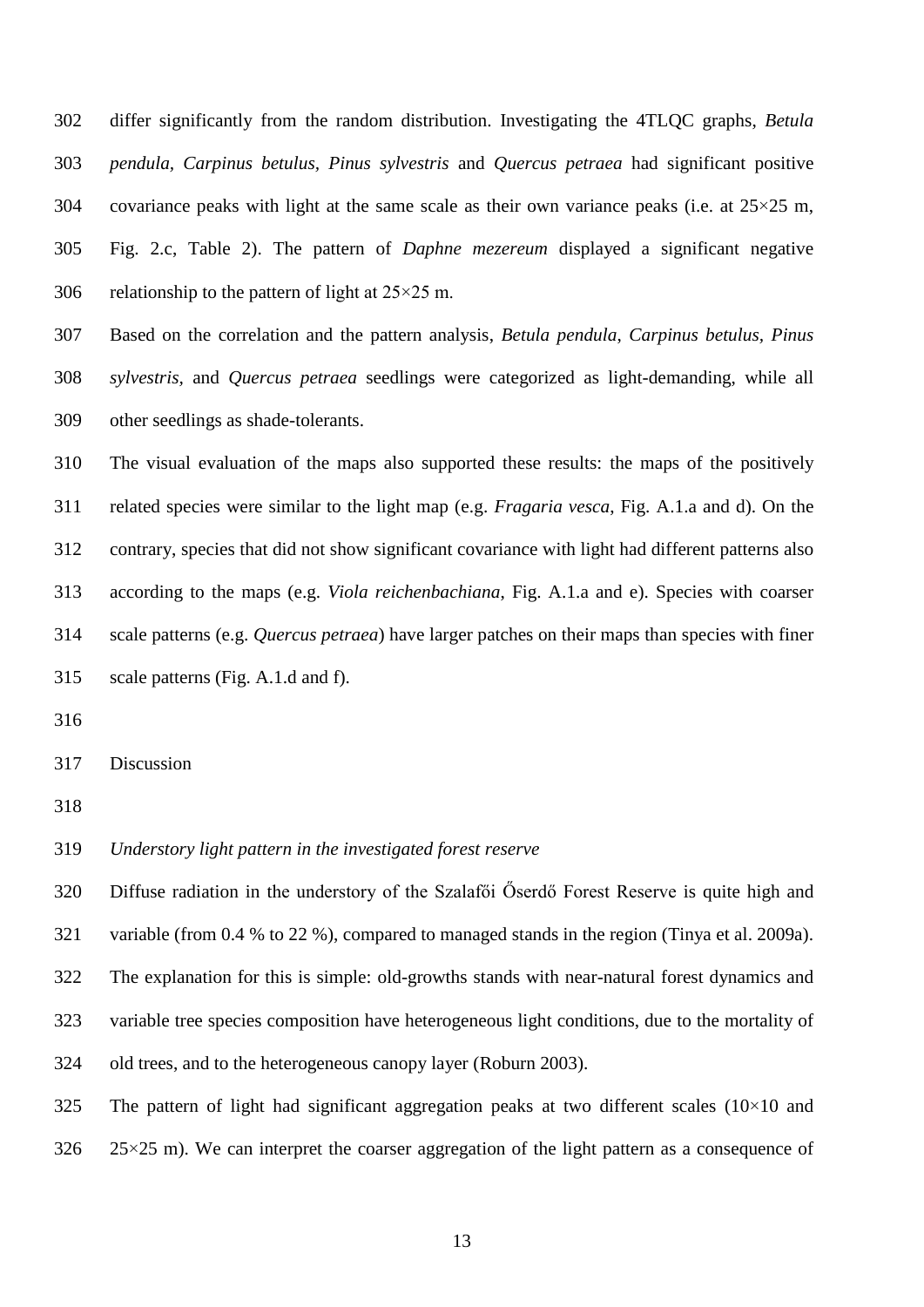differ significantly from the random distribution. Investigating the 4TLQC graphs, *Betula pendula*, *Carpinus betulus*, *Pinus sylvestris* and *Quercus petraea* had significant positive covariance peaks with light at the same scale as their own variance peaks (i.e. at 25×25 m, Fig. 2.c, Table 2). The pattern of *Daphne mezereum* displayed a significant negative relationship to the pattern of light at 25×25 m.

Based on the correlation and the pattern analysis, *Betula pendula*, *Carpinus betulus*, *Pinus sylvestris*, and *Quercus petraea* seedlings were categorized as light-demanding, while all other seedlings as shade-tolerants.

The visual evaluation of the maps also supported these results: the maps of the positively related species were similar to the light map (e.g. *Fragaria vesca*, Fig. A.1.a and d). On the contrary, species that did not show significant covariance with light had different patterns also according to the maps (e.g. *Viola reichenbachiana*, Fig. A.1.a and e). Species with coarser scale patterns (e.g. *Quercus petraea*) have larger patches on their maps than species with finer scale patterns (Fig. A.1.d and f).

## Discussion

### *Understory light pattern in the investigated forest reserve*

Diffuse radiation in the understory of the Szalafői Őserdő Forest Reserve is quite high and variable (from 0.4 % to 22 %), compared to managed stands in the region (Tinya et al. 2009a). The explanation for this is simple: old-growths stands with near-natural forest dynamics and variable tree species composition have heterogeneous light conditions, due to the mortality of old trees, and to the heterogeneous canopy layer (Roburn 2003).

The pattern of light had significant aggregation peaks at two different scales (10×10 and 25×25 m). We can interpret the coarser aggregation of the light pattern as a consequence of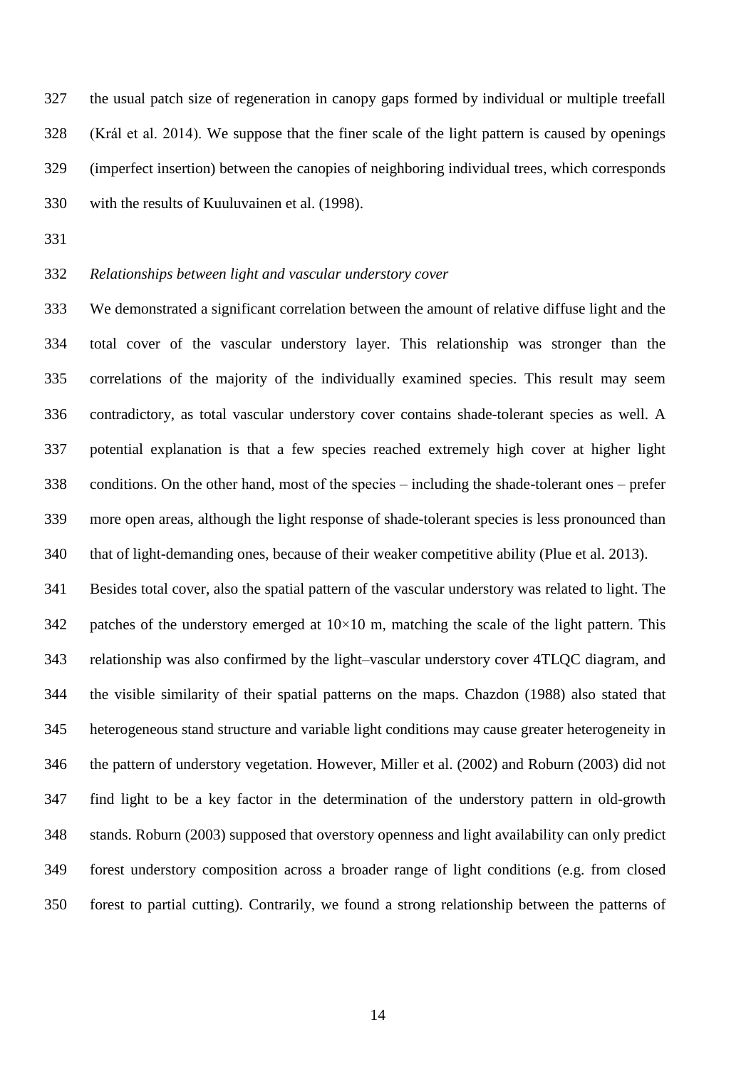the usual patch size of regeneration in canopy gaps formed by individual or multiple treefall (Král et al. 2014). We suppose that the finer scale of the light pattern is caused by openings (imperfect insertion) between the canopies of neighboring individual trees, which corresponds with the results of Kuuluvainen et al. (1998).

*Relationships between light and vascular understory cover*

We demonstrated a significant correlation between the amount of relative diffuse light and the total cover of the vascular understory layer. This relationship was stronger than the correlations of the majority of the individually examined species. This result may seem contradictory, as total vascular understory cover contains shade-tolerant species as well. A potential explanation is that a few species reached extremely high cover at higher light conditions. On the other hand, most of the species – including the shade-tolerant ones – prefer more open areas, although the light response of shade-tolerant species is less pronounced than that of light-demanding ones, because of their weaker competitive ability (Plue et al. 2013).

Besides total cover, also the spatial pattern of the vascular understory was related to light. The patches of the understory emerged at 10×10 m, matching the scale of the light pattern. This relationship was also confirmed by the light–vascular understory cover 4TLQC diagram, and the visible similarity of their spatial patterns on the maps. Chazdon (1988) also stated that heterogeneous stand structure and variable light conditions may cause greater heterogeneity in the pattern of understory vegetation. However, Miller et al. (2002) and Roburn (2003) did not find light to be a key factor in the determination of the understory pattern in old-growth stands. Roburn (2003) supposed that overstory openness and light availability can only predict forest understory composition across a broader range of light conditions (e.g. from closed forest to partial cutting). Contrarily, we found a strong relationship between the patterns of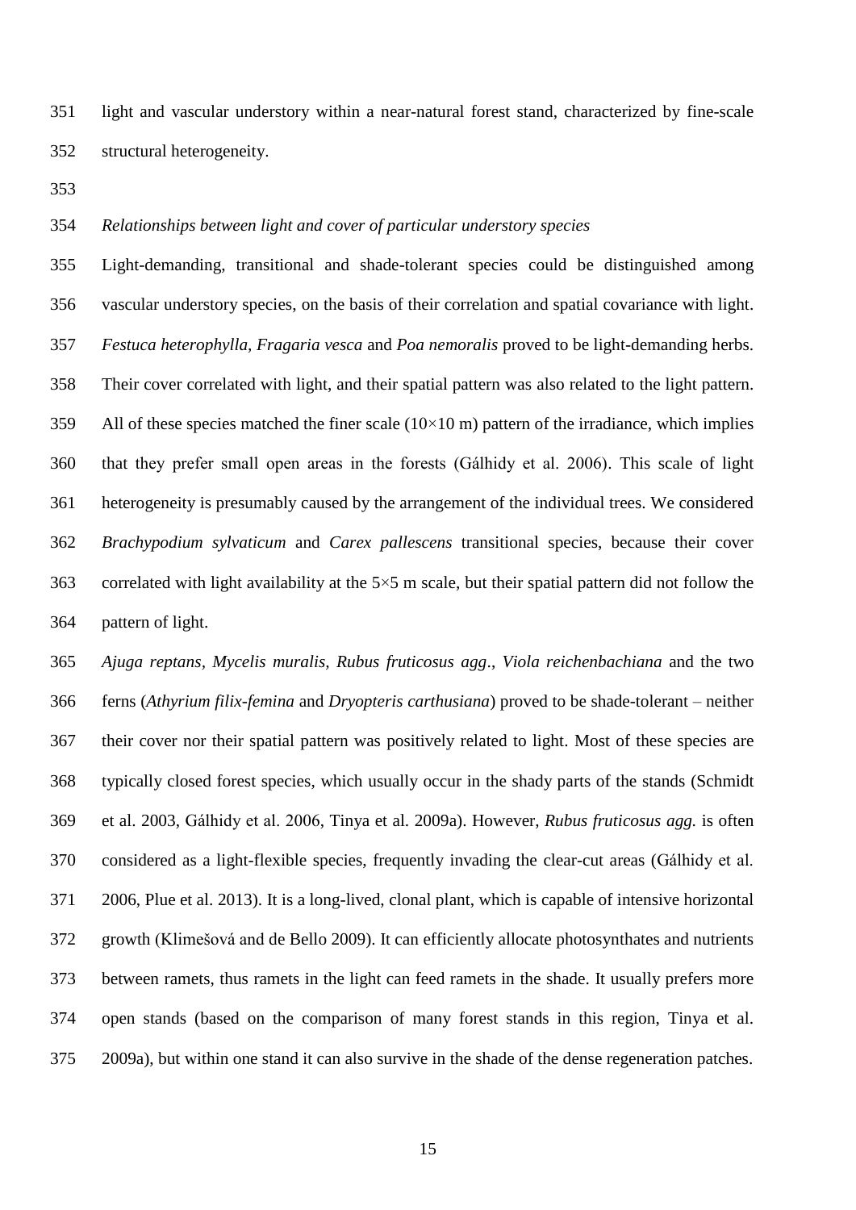light and vascular understory within a near-natural forest stand, characterized by fine-scale structural heterogeneity.

### *Relationships between light and cover of particular understory species*

Light-demanding, transitional and shade-tolerant species could be distinguished among vascular understory species, on the basis of their correlation and spatial covariance with light. *Festuca heterophylla, Fragaria vesca* and *Poa nemoralis* proved to be light-demanding herbs. Their cover correlated with light, and their spatial pattern was also related to the light pattern. All of these species matched the finer scale (10×10 m) pattern of the irradiance, which implies that they prefer small open areas in the forests (Gálhidy et al. 2006). This scale of light heterogeneity is presumably caused by the arrangement of the individual trees. We considered *Brachypodium sylvaticum* and *Carex pallescens* transitional species, because their cover correlated with light availability at the 5×5 m scale, but their spatial pattern did not follow the pattern of light.

*Ajuga reptans, Mycelis muralis, Rubus fruticosus agg*., *Viola reichenbachiana* and the two ferns (*Athyrium filix-femina* and *Dryopteris carthusiana*) proved to be shade-tolerant – neither their cover nor their spatial pattern was positively related to light. Most of these species are typically closed forest species, which usually occur in the shady parts of the stands (Schmidt et al. 2003, Gálhidy et al. 2006, Tinya et al. 2009a). However, *Rubus fruticosus agg.* is often considered as a light-flexible species, frequently invading the clear-cut areas (Gálhidy et al. 2006, Plue et al. 2013). It is a long-lived, clonal plant, which is capable of intensive horizontal growth (Klimešová and de Bello 2009). It can efficiently allocate photosynthates and nutrients between ramets, thus ramets in the light can feed ramets in the shade. It usually prefers more open stands (based on the comparison of many forest stands in this region, Tinya et al. 2009a), but within one stand it can also survive in the shade of the dense regeneration patches.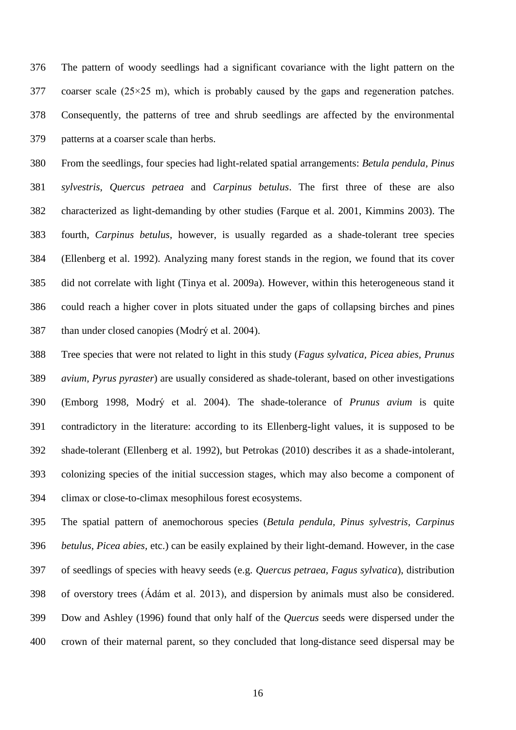The pattern of woody seedlings had a significant covariance with the light pattern on the coarser scale (25×25 m), which is probably caused by the gaps and regeneration patches. Consequently, the patterns of tree and shrub seedlings are affected by the environmental patterns at a coarser scale than herbs.

From the seedlings, four species had light-related spatial arrangements: *Betula pendula, Pinus sylvestris*, *Quercus petraea* and *Carpinus betulus*. The first three of these are also characterized as light-demanding by other studies (Farque et al. 2001, Kimmins 2003). The fourth, *Carpinus betulus*, however, is usually regarded as a shade-tolerant tree species (Ellenberg et al. 1992). Analyzing many forest stands in the region, we found that its cover did not correlate with light (Tinya et al. 2009a). However, within this heterogeneous stand it could reach a higher cover in plots situated under the gaps of collapsing birches and pines than under closed canopies (Modrý et al. 2004).

Tree species that were not related to light in this study (*Fagus sylvatica, Picea abies, Prunus avium, Pyrus pyraster*) are usually considered as shade-tolerant, based on other investigations (Emborg 1998, Modrý et al. 2004). The shade-tolerance of *Prunus avium* is quite contradictory in the literature: according to its Ellenberg-light values, it is supposed to be shade-tolerant (Ellenberg et al. 1992), but Petrokas (2010) describes it as a shade-intolerant, colonizing species of the initial succession stages, which may also become a component of climax or close-to-climax mesophilous forest ecosystems.

The spatial pattern of anemochorous species (*Betula pendula, Pinus sylvestris, Carpinus betulus, Picea abies*, etc.) can be easily explained by their light-demand. However, in the case of seedlings of species with heavy seeds (e.g. *Quercus petraea, Fagus sylvatica*), distribution of overstory trees (Ádám et al. 2013), and dispersion by animals must also be considered. Dow and Ashley (1996) found that only half of the *Quercus* seeds were dispersed under the crown of their maternal parent, so they concluded that long-distance seed dispersal may be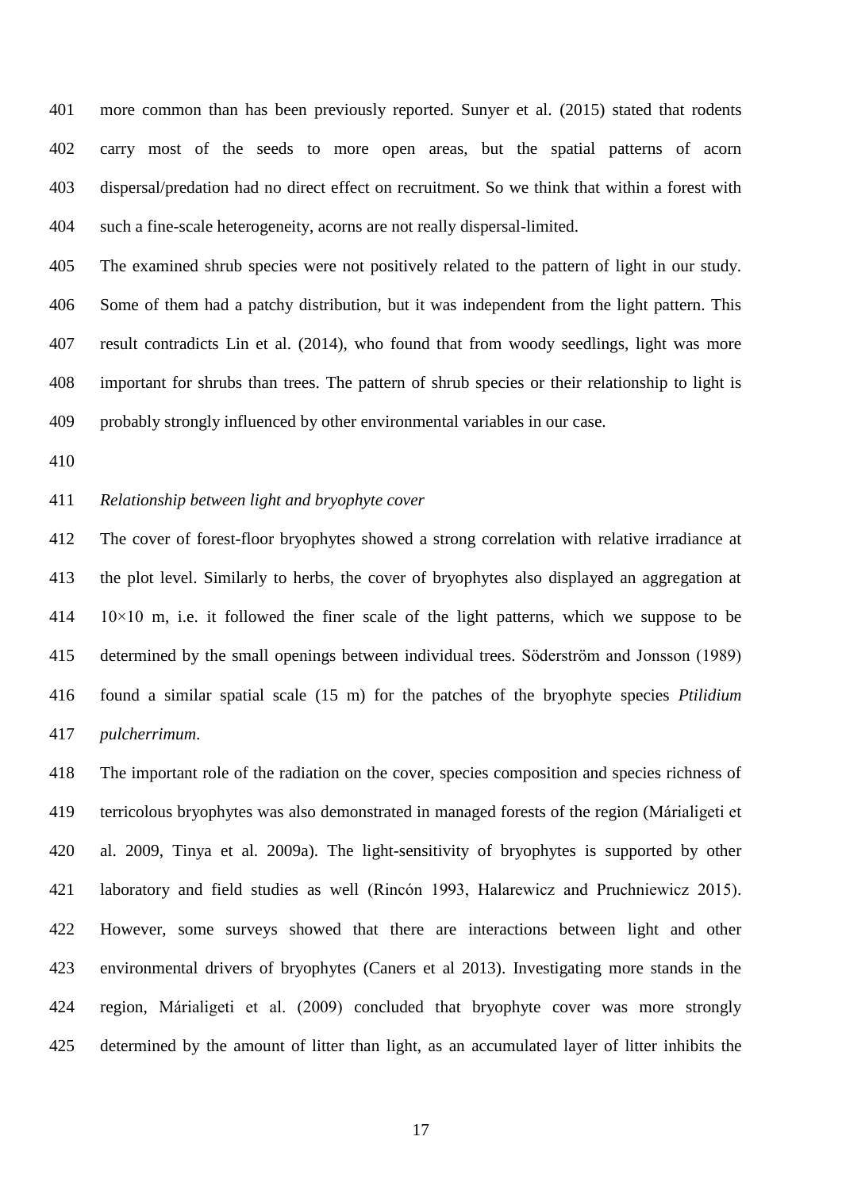more common than has been previously reported. Sunyer et al. (2015) stated that rodents carry most of the seeds to more open areas, but the spatial patterns of acorn dispersal/predation had no direct effect on recruitment. So we think that within a forest with such a fine-scale heterogeneity, acorns are not really dispersal-limited.

The examined shrub species were not positively related to the pattern of light in our study. Some of them had a patchy distribution, but it was independent from the light pattern. This result contradicts Lin et al. (2014), who found that from woody seedlings, light was more important for shrubs than trees. The pattern of shrub species or their relationship to light is probably strongly influenced by other environmental variables in our case.

*Relationship between light and bryophyte cover*

The cover of forest-floor bryophytes showed a strong correlation with relative irradiance at the plot level. Similarly to herbs, the cover of bryophytes also displayed an aggregation at 10×10 m, i.e. it followed the finer scale of the light patterns, which we suppose to be determined by the small openings between individual trees. Söderström and Jonsson (1989) found a similar spatial scale (15 m) for the patches of the bryophyte species *Ptilidium pulcherrimum*.

The important role of the radiation on the cover, species composition and species richness of terricolous bryophytes was also demonstrated in managed forests of the region (Márialigeti et al. 2009, Tinya et al. 2009a). The light-sensitivity of bryophytes is supported by other laboratory and field studies as well (Rincón 1993, Halarewicz and Pruchniewicz 2015). However, some surveys showed that there are interactions between light and other environmental drivers of bryophytes (Caners et al 2013). Investigating more stands in the region, Márialigeti et al. (2009) concluded that bryophyte cover was more strongly determined by the amount of litter than light, as an accumulated layer of litter inhibits the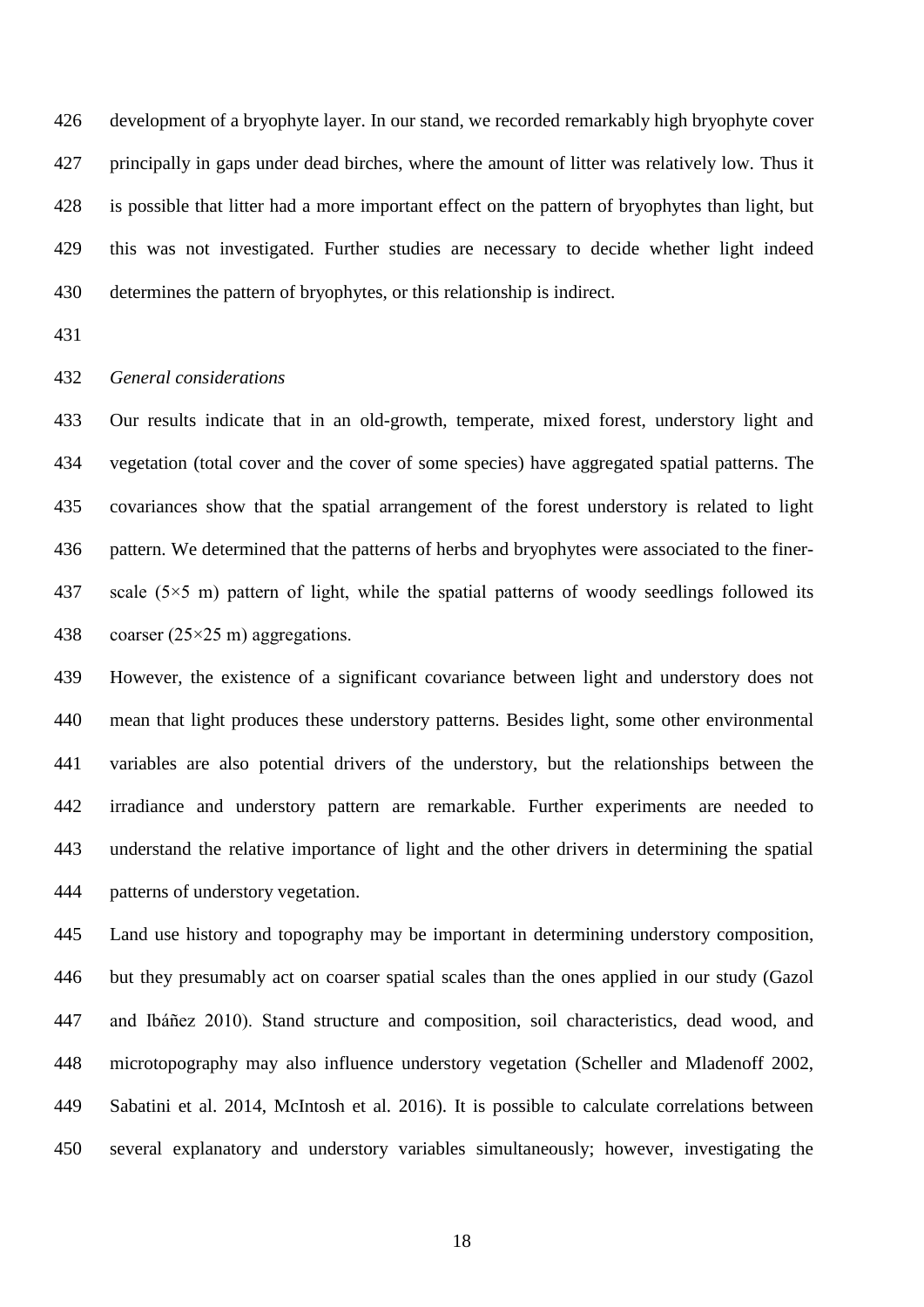development of a bryophyte layer. In our stand, we recorded remarkably high bryophyte cover principally in gaps under dead birches, where the amount of litter was relatively low. Thus it is possible that litter had a more important effect on the pattern of bryophytes than light, but this was not investigated. Further studies are necessary to decide whether light indeed determines the pattern of bryophytes, or this relationship is indirect.

*General considerations*

Our results indicate that in an old-growth, temperate, mixed forest, understory light and vegetation (total cover and the cover of some species) have aggregated spatial patterns. The covariances show that the spatial arrangement of the forest understory is related to light pattern. We determined that the patterns of herbs and bryophytes were associated to the finer-scale (5×5 m) pattern of light, while the spatial patterns of woody seedlings followed its coarser (25×25 m) aggregations.

However, the existence of a significant covariance between light and understory does not mean that light produces these understory patterns. Besides light, some other environmental variables are also potential drivers of the understory, but the relationships between the irradiance and understory pattern are remarkable. Further experiments are needed to understand the relative importance of light and the other drivers in determining the spatial patterns of understory vegetation.

Land use history and topography may be important in determining understory composition, but they presumably act on coarser spatial scales than the ones applied in our study (Gazol and Ibáñez 2010). Stand structure and composition, soil characteristics, dead wood, and microtopography may also influence understory vegetation (Scheller and Mladenoff 2002, Sabatini et al. 2014, McIntosh et al. 2016). It is possible to calculate correlations between several explanatory and understory variables simultaneously; however, investigating the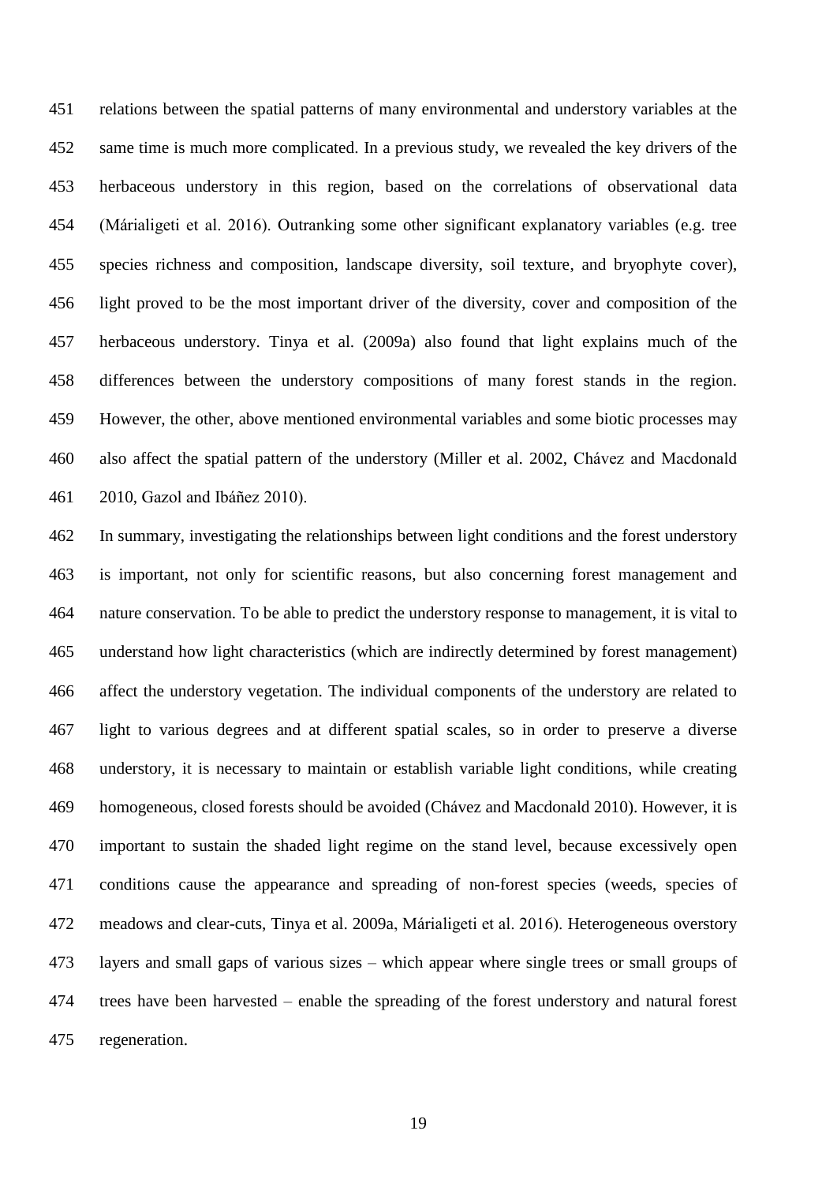relations between the spatial patterns of many environmental and understory variables at the same time is much more complicated. In a previous study, we revealed the key drivers of the herbaceous understory in this region, based on the correlations of observational data (Márialigeti et al. 2016). Outranking some other significant explanatory variables (e.g. tree species richness and composition, landscape diversity, soil texture, and bryophyte cover), light proved to be the most important driver of the diversity, cover and composition of the herbaceous understory. Tinya et al. (2009a) also found that light explains much of the differences between the understory compositions of many forest stands in the region. However, the other, above mentioned environmental variables and some biotic processes may also affect the spatial pattern of the understory (Miller et al. 2002, Chávez and Macdonald 2010, Gazol and Ibáñez 2010).

In summary, investigating the relationships between light conditions and the forest understory is important, not only for scientific reasons, but also concerning forest management and nature conservation. To be able to predict the understory response to management, it is vital to understand how light characteristics (which are indirectly determined by forest management) affect the understory vegetation. The individual components of the understory are related to light to various degrees and at different spatial scales, so in order to preserve a diverse understory, it is necessary to maintain or establish variable light conditions, while creating homogeneous, closed forests should be avoided (Chávez and Macdonald 2010). However, it is important to sustain the shaded light regime on the stand level, because excessively open conditions cause the appearance and spreading of non-forest species (weeds, species of meadows and clear-cuts, Tinya et al. 2009a, Márialigeti et al. 2016). Heterogeneous overstory layers and small gaps of various sizes – which appear where single trees or small groups of trees have been harvested – enable the spreading of the forest understory and natural forest regeneration.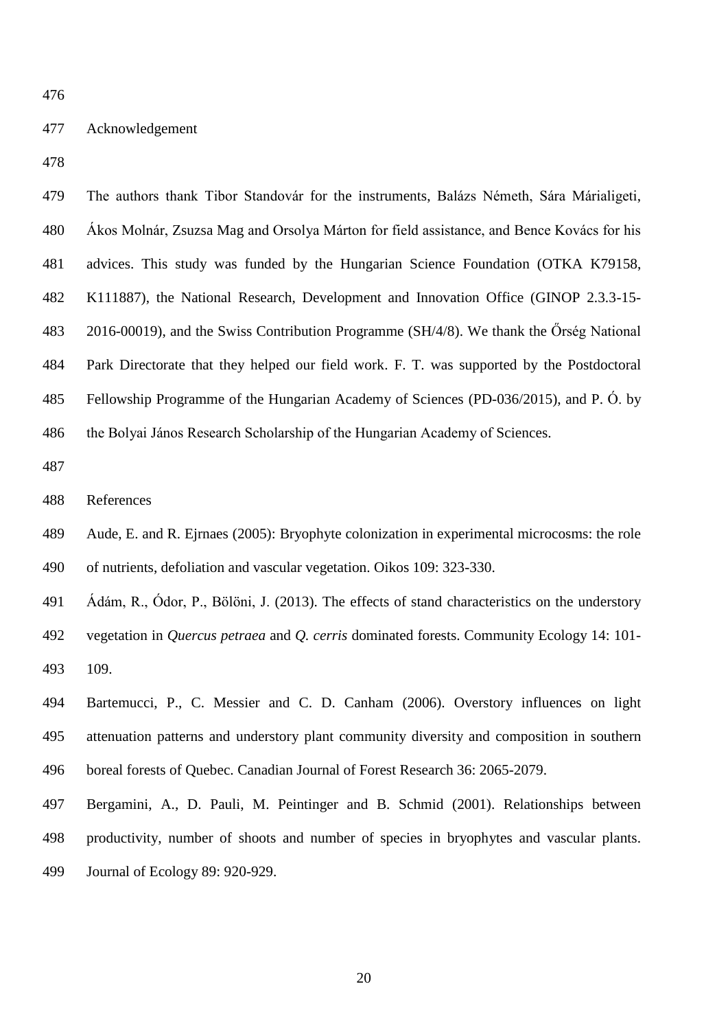## Acknowledgement

The authors thank Tibor Standovár for the instruments, Balázs Németh, Sára Márialigeti, Ákos Molnár, Zsuzsa Mag and Orsolya Márton for field assistance, and Bence Kovács for his advices. This study was funded by the Hungarian Science Foundation (OTKA K79158, K111887), the National Research, Development and Innovation Office (GINOP 2.3.3-15-2016-00019), and the Swiss Contribution Programme (SH/4/8). We thank the Őrség National Park Directorate that they helped our field work. F. T. was supported by the Postdoctoral Fellowship Programme of the Hungarian Academy of Sciences (PD-036/2015), and P. Ó. by the Bolyai János Research Scholarship of the Hungarian Academy of Sciences.

## References

Aude, E. and R. Ejrnaes (2005): Bryophyte colonization in experimental microcosms: the role of nutrients, defoliation and vascular vegetation. Oikos 109: 323-330.

Ádám, R., Ódor, P., Bölöni, J. (2013). The effects of stand characteristics on the understory vegetation in *Quercus petraea* and *Q. cerris* dominated forests. Community Ecology 14: 101-109.

Bartemucci, P., C. Messier and C. D. Canham (2006). Overstory influences on light attenuation patterns and understory plant community diversity and composition in southern boreal forests of Quebec. Canadian Journal of Forest Research 36: 2065-2079.

Bergamini, A., D. Pauli, M. Peintinger and B. Schmid (2001). Relationships between productivity, number of shoots and number of species in bryophytes and vascular plants. Journal of Ecology 89: 920-929.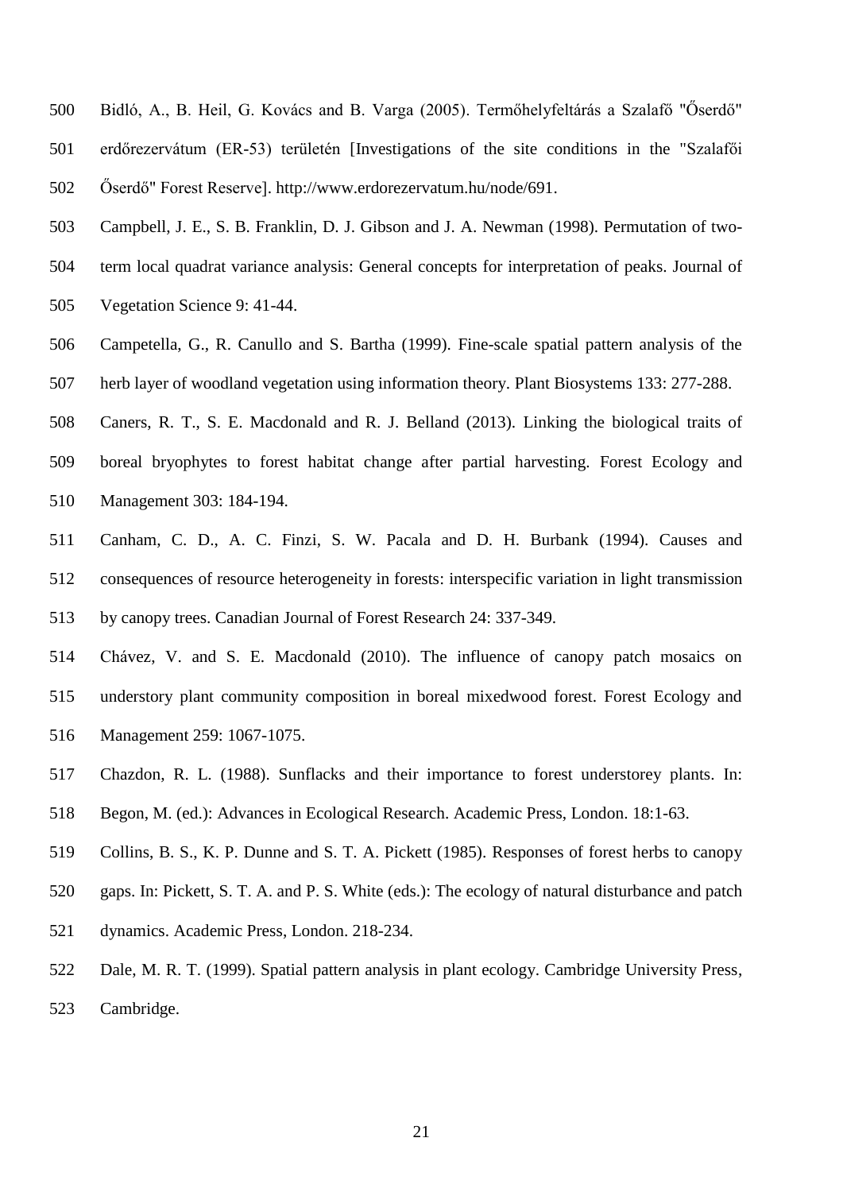Bidló, A., B. Heil, G. Kovács and B. Varga (2005). Termőhelyfeltárás a Szalafő "Őserdő" erdőrezervátum (ER-53) területén [Investigations of the site conditions in the "Szalafői Őserdő" Forest Reserve]. http://www.erdorezervatum.hu/node/691.

Campbell, J. E., S. B. Franklin, D. J. Gibson and J. A. Newman (1998). Permutation of two-term local quadrat variance analysis: General concepts for interpretation of peaks. Journal of Vegetation Science 9: 41-44.

Campetella, G., R. Canullo and S. Bartha (1999). Fine-scale spatial pattern analysis of the herb layer of woodland vegetation using information theory. Plant Biosystems 133: 277-288.

Caners, R. T., S. E. Macdonald and R. J. Belland (2013). Linking the biological traits of boreal bryophytes to forest habitat change after partial harvesting. Forest Ecology and Management 303: 184-194.

Canham, C. D., A. C. Finzi, S. W. Pacala and D. H. Burbank (1994). Causes and consequences of resource heterogeneity in forests: interspecific variation in light transmission by canopy trees. Canadian Journal of Forest Research 24: 337-349.

Chávez, V. and S. E. Macdonald (2010). The influence of canopy patch mosaics on understory plant community composition in boreal mixedwood forest. Forest Ecology and Management 259: 1067-1075.

Chazdon, R. L. (1988). Sunflacks and their importance to forest understorey plants. In: Begon, M. (ed.): Advances in Ecological Research. Academic Press, London. 18:1-63.

Collins, B. S., K. P. Dunne and S. T. A. Pickett (1985). Responses of forest herbs to canopy gaps. In: Pickett, S. T. A. and P. S. White (eds.): The ecology of natural disturbance and patch dynamics. Academic Press, London. 218-234.

Dale, M. R. T. (1999). Spatial pattern analysis in plant ecology. Cambridge University Press, Cambridge.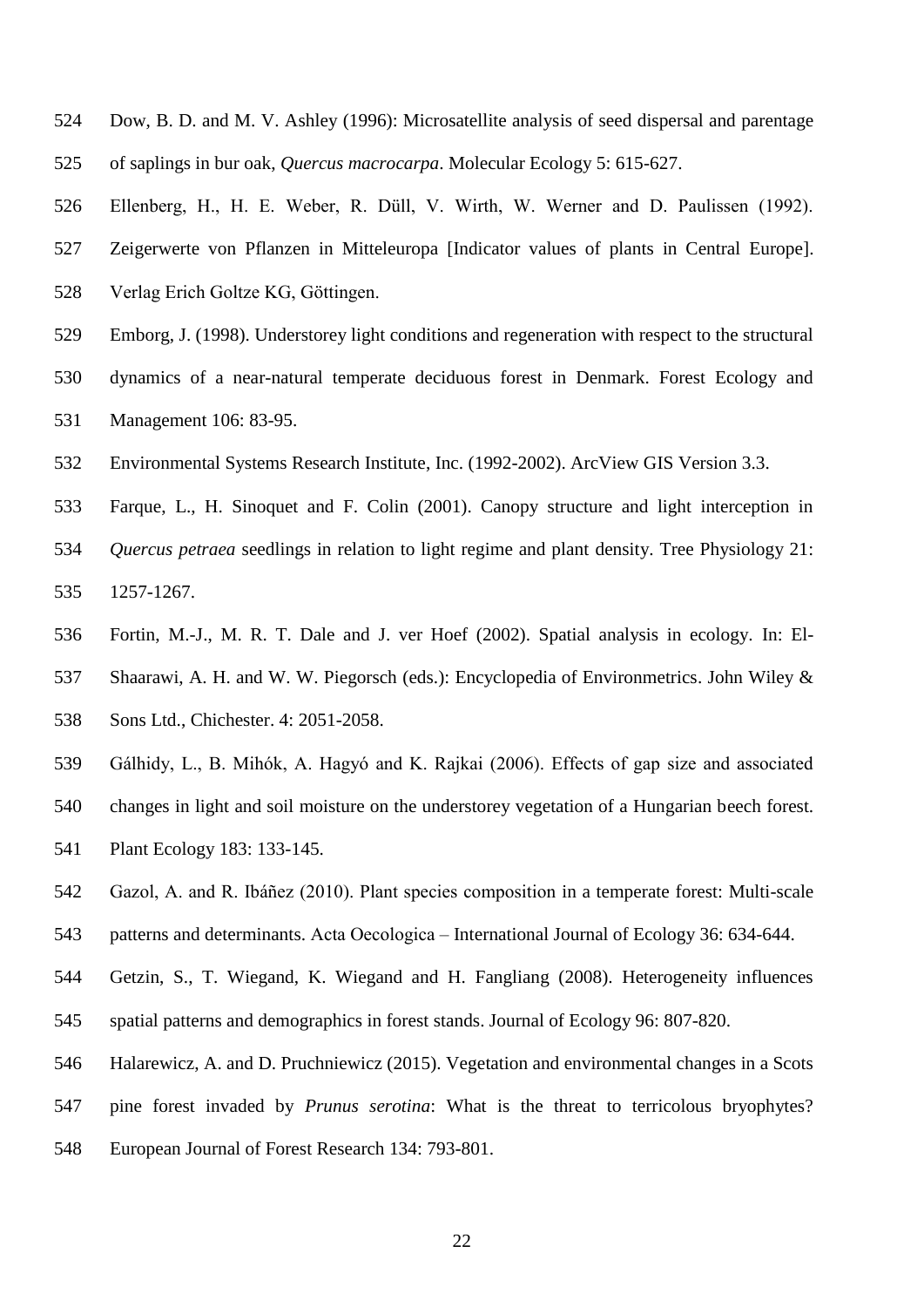Dow, B. D. and M. V. Ashley (1996): Microsatellite analysis of seed dispersal and parentage of saplings in bur oak, *Quercus macrocarpa*. Molecular Ecology 5: 615-627.

Ellenberg, H., H. E. Weber, R. Düll, V. Wirth, W. Werner and D. Paulissen (1992). Zeigerwerte von Pflanzen in Mitteleuropa [Indicator values of plants in Central Europe]. Verlag Erich Goltze KG, Göttingen.

Emborg, J. (1998). Understorey light conditions and regeneration with respect to the structural dynamics of a near-natural temperate deciduous forest in Denmark. Forest Ecology and Management 106: 83-95.

Environmental Systems Research Institute, Inc. (1992-2002). ArcView GIS Version 3.3.

Farque, L., H. Sinoquet and F. Colin (2001). Canopy structure and light interception in *Quercus petraea* seedlings in relation to light regime and plant density. Tree Physiology 21: 1257-1267.

Fortin, M.-J., M. R. T. Dale and J. ver Hoef (2002). Spatial analysis in ecology. In: El-Shaarawi, A. H. and W. W. Piegorsch (eds.): Encyclopedia of Environmetrics. John Wiley & Sons Ltd., Chichester. 4: 2051-2058.

Gálhidy, L., B. Mihók, A. Hagyó and K. Rajkai (2006). Effects of gap size and associated changes in light and soil moisture on the understorey vegetation of a Hungarian beech forest. Plant Ecology 183: 133-145.

Gazol, A. and R. Ibáñez (2010). Plant species composition in a temperate forest: Multi-scale patterns and determinants. Acta Oecologica – International Journal of Ecology 36: 634-644.

Getzin, S., T. Wiegand, K. Wiegand and H. Fangliang (2008). Heterogeneity influences spatial patterns and demographics in forest stands. Journal of Ecology 96: 807-820.

Halarewicz, A. and D. Pruchniewicz (2015). Vegetation and environmental changes in a Scots pine forest invaded by *Prunus serotina*: What is the threat to terricolous bryophytes? European Journal of Forest Research 134: 793-801.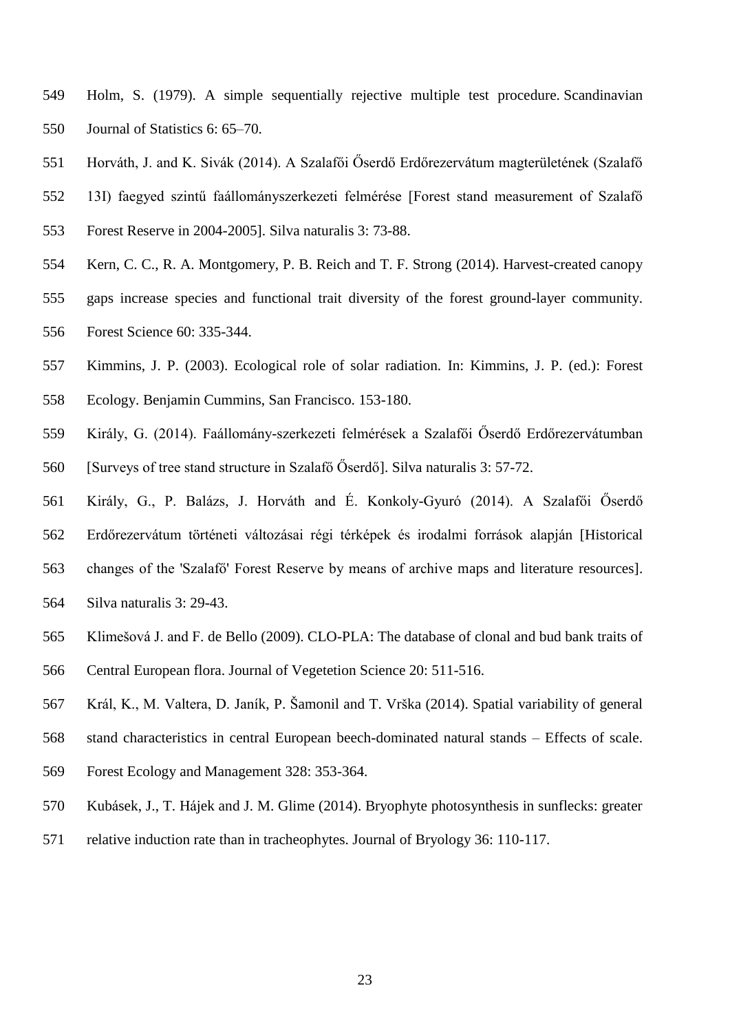Holm, S. (1979). A simple sequentially rejective multiple test procedure. Scandinavian Journal of Statistics 6: 65–70.

Horváth, J. and K. Sivák (2014). A Szalafői Őserdő Erdőrezervátum magterületének (Szalafő 13I) faegyed szintű faállományszerkezeti felmérése [Forest stand measurement of Szalafő Forest Reserve in 2004-2005]. Silva naturalis 3: 73-88.

Kern, C. C., R. A. Montgomery, P. B. Reich and T. F. Strong (2014). Harvest-created canopy gaps increase species and functional trait diversity of the forest ground-layer community. Forest Science 60: 335-344.

Kimmins, J. P. (2003). Ecological role of solar radiation. In: Kimmins, J. P. (ed.): Forest Ecology. Benjamin Cummins, San Francisco. 153-180.

Király, G. (2014). Faállomány-szerkezeti felmérések a Szalafői Őserdő Erdőrezervátumban [Surveys of tree stand structure in Szalafő Őserdő]. Silva naturalis 3: 57-72.

Király, G., P. Balázs, J. Horváth and É. Konkoly-Gyuró (2014). A Szalafői Őserdő Erdőrezervátum történeti változásai régi térképek és irodalmi források alapján [Historical changes of the 'Szalafő' Forest Reserve by means of archive maps and literature resources]. Silva naturalis 3: 29-43.

Klimešová J. and F. de Bello (2009). CLO-PLA: The database of clonal and bud bank traits of Central European flora. Journal of Vegetetion Science 20: 511-516.

Král, K., M. Valtera, D. Janík, P. Šamonil and T. Vrška (2014). Spatial variability of general stand characteristics in central European beech-dominated natural stands – Effects of scale. Forest Ecology and Management 328: 353-364.

Kubásek, J., T. Hájek and J. M. Glime (2014). Bryophyte photosynthesis in sunflecks: greater relative induction rate than in tracheophytes. Journal of Bryology 36: 110-117.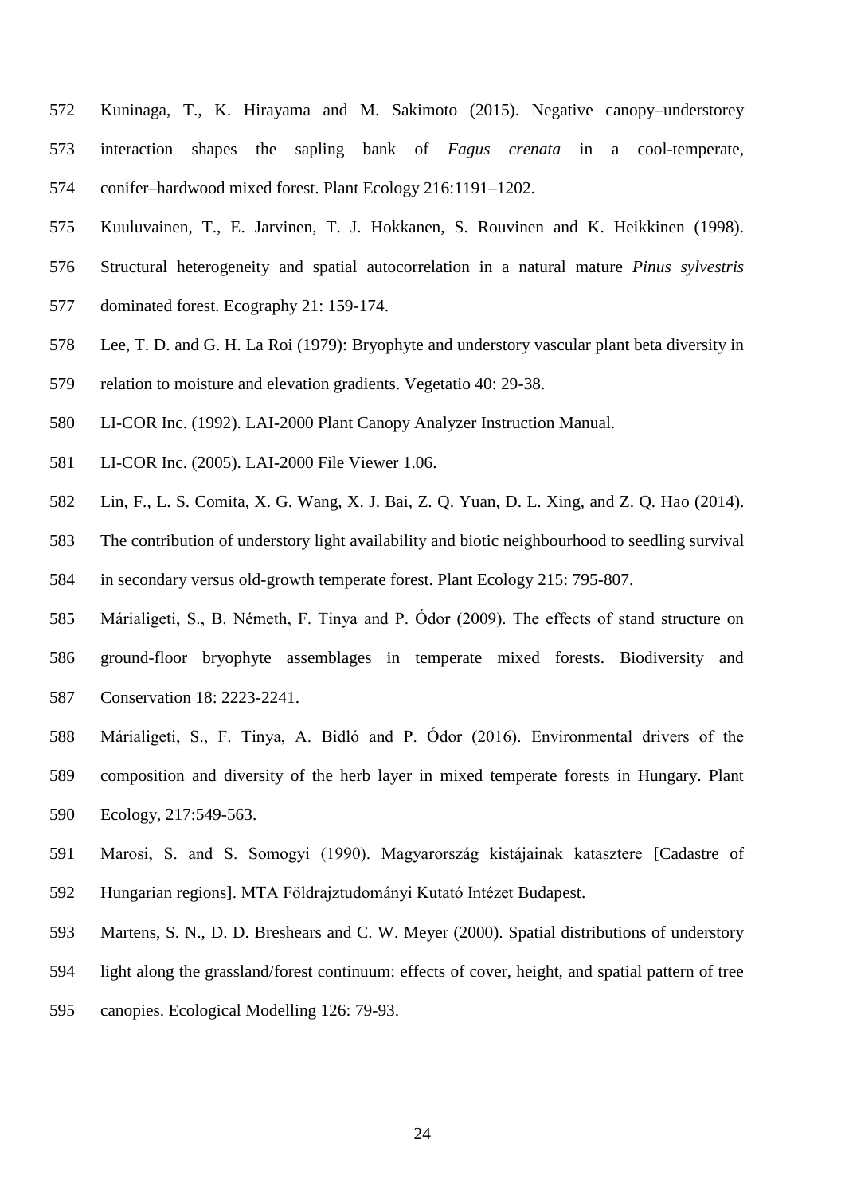Kuninaga, T., K. Hirayama and M. Sakimoto (2015). Negative canopy–understorey interaction shapes the sapling bank of *Fagus crenata* in a cool-temperate, conifer–hardwood mixed forest. Plant Ecology 216:1191–1202.

Kuuluvainen, T., E. Jarvinen, T. J. Hokkanen, S. Rouvinen and K. Heikkinen (1998). Structural heterogeneity and spatial autocorrelation in a natural mature *Pinus sylvestris* dominated forest. Ecography 21: 159-174.

Lee, T. D. and G. H. La Roi (1979): Bryophyte and understory vascular plant beta diversity in relation to moisture and elevation gradients. Vegetatio 40: 29-38.

LI-COR Inc. (1992). LAI-2000 Plant Canopy Analyzer Instruction Manual.

LI-COR Inc. (2005). LAI-2000 File Viewer 1.06.

Lin, F., L. S. Comita, X. G. Wang, X. J. Bai, Z. Q. Yuan, D. L. Xing, and Z. Q. Hao (2014). The contribution of understory light availability and biotic neighbourhood to seedling survival in secondary versus old-growth temperate forest. Plant Ecology 215: 795-807.

Márialigeti, S., B. Németh, F. Tinya and P. Ódor (2009). The effects of stand structure on ground-floor bryophyte assemblages in temperate mixed forests. Biodiversity and Conservation 18: 2223-2241.

Márialigeti, S., F. Tinya, A. Bidló and P. Ódor (2016). Environmental drivers of the composition and diversity of the herb layer in mixed temperate forests in Hungary. Plant Ecology, 217:549-563.

Marosi, S. and S. Somogyi (1990). Magyarország kistájainak katasztere [Cadastre of Hungarian regions]. MTA Földrajztudományi Kutató Intézet Budapest.

Martens, S. N., D. D. Breshears and C. W. Meyer (2000). Spatial distributions of understory light along the grassland/forest continuum: effects of cover, height, and spatial pattern of tree canopies. Ecological Modelling 126: 79-93.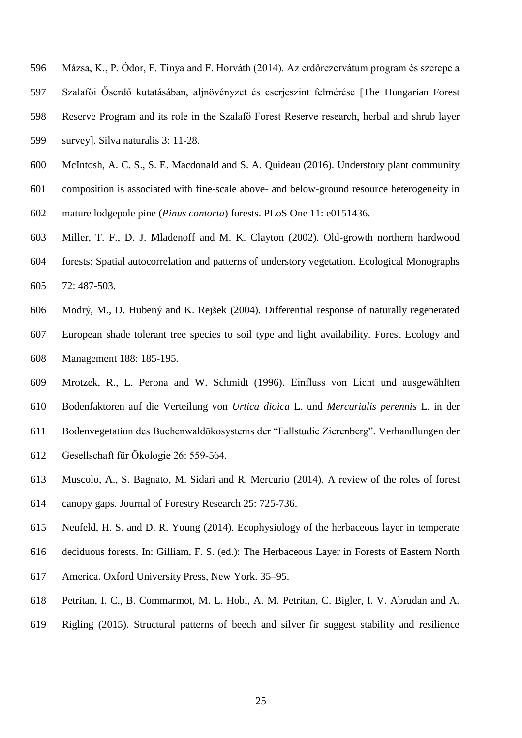Mázsa, K., P. Ódor, F. Tinya and F. Horváth (2014). Az erdőrezervátum program és szerepe a Szalafői Őserdő kutatásában, aljnövényzet és cserjeszint felmérése [The Hungarian Forest Reserve Program and its role in the Szalafő Forest Reserve research, herbal and shrub layer survey]. Silva naturalis 3: 11-28.

McIntosh, A. C. S., S. E. Macdonald and S. A. Quideau (2016). Understory plant community composition is associated with fine-scale above- and below-ground resource heterogeneity in mature lodgepole pine (*Pinus contorta*) forests. PLoS One 11: e0151436.

Miller, T. F., D. J. Mladenoff and M. K. Clayton (2002). Old-growth northern hardwood forests: Spatial autocorrelation and patterns of understory vegetation. Ecological Monographs 72: 487-503.

Modrý, M., D. Hubený and K. Rejšek (2004). Differential response of naturally regenerated European shade tolerant tree species to soil type and light availability. Forest Ecology and Management 188: 185-195.

Mrotzek, R., L. Perona and W. Schmidt (1996). Einfluss von Licht und ausgewählten Bodenfaktoren auf die Verteilung von *Urtica dioica* L. und *Mercurialis perennis* L. in der Bodenvegetation des Buchenwaldökosystems der "Fallstudie Zierenberg". Verhandlungen der Gesellschaft für Ökologie 26: 559-564.

Muscolo, A., S. Bagnato, M. Sidari and R. Mercurio (2014). A review of the roles of forest canopy gaps. Journal of Forestry Research 25: 725-736.

Neufeld, H. S. and D. R. Young (2014). Ecophysiology of the herbaceous layer in temperate deciduous forests. In: Gilliam, F. S. (ed.): The Herbaceous Layer in Forests of Eastern North America. Oxford University Press, New York. 35–95.

Petritan, I. C., B. Commarmot, M. L. Hobi, A. M. Petritan, C. Bigler, I. V. Abrudan and A. Rigling (2015). Structural patterns of beech and silver fir suggest stability and resilience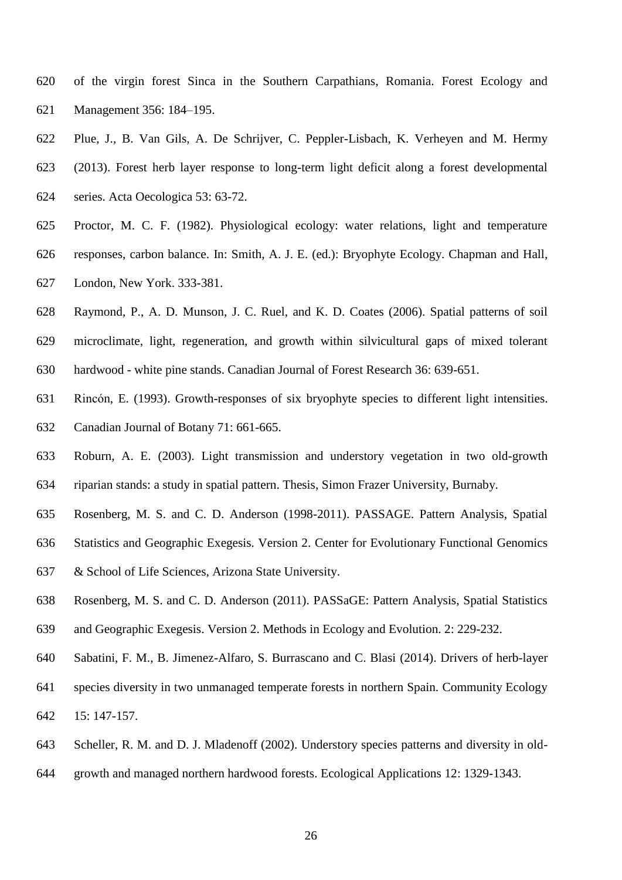of the virgin forest Sinca in the Southern Carpathians, Romania. Forest Ecology and Management 356: 184–195.

Plue, J., B. Van Gils, A. De Schrijver, C. Peppler-Lisbach, K. Verheyen and M. Hermy (2013). Forest herb layer response to long-term light deficit along a forest developmental series. Acta Oecologica 53: 63-72.

Proctor, M. C. F. (1982). Physiological ecology: water relations, light and temperature responses, carbon balance. In: Smith, A. J. E. (ed.): Bryophyte Ecology. Chapman and Hall, London, New York. 333-381.

Raymond, P., A. D. Munson, J. C. Ruel, and K. D. Coates (2006). Spatial patterns of soil microclimate, light, regeneration, and growth within silvicultural gaps of mixed tolerant hardwood - white pine stands. Canadian Journal of Forest Research 36: 639-651.

Rincón, E. (1993). Growth-responses of six bryophyte species to different light intensities. Canadian Journal of Botany 71: 661-665.

Roburn, A. E. (2003). Light transmission and understory vegetation in two old-growth riparian stands: a study in spatial pattern. Thesis, Simon Frazer University, Burnaby.

Rosenberg, M. S. and C. D. Anderson (1998-2011). PASSAGE. Pattern Analysis, Spatial Statistics and Geographic Exegesis. Version 2. Center for Evolutionary Functional Genomics & School of Life Sciences, Arizona State University.

Rosenberg, M. S. and C. D. Anderson (2011). PASSaGE: Pattern Analysis, Spatial Statistics and Geographic Exegesis. Version 2. Methods in Ecology and Evolution. 2: 229-232.

Sabatini, F. M., B. Jimenez-Alfaro, S. Burrascano and C. Blasi (2014). Drivers of herb-layer species diversity in two unmanaged temperate forests in northern Spain. Community Ecology 15: 147-157.

Scheller, R. M. and D. J. Mladenoff (2002). Understory species patterns and diversity in old-growth and managed northern hardwood forests. Ecological Applications 12: 1329-1343.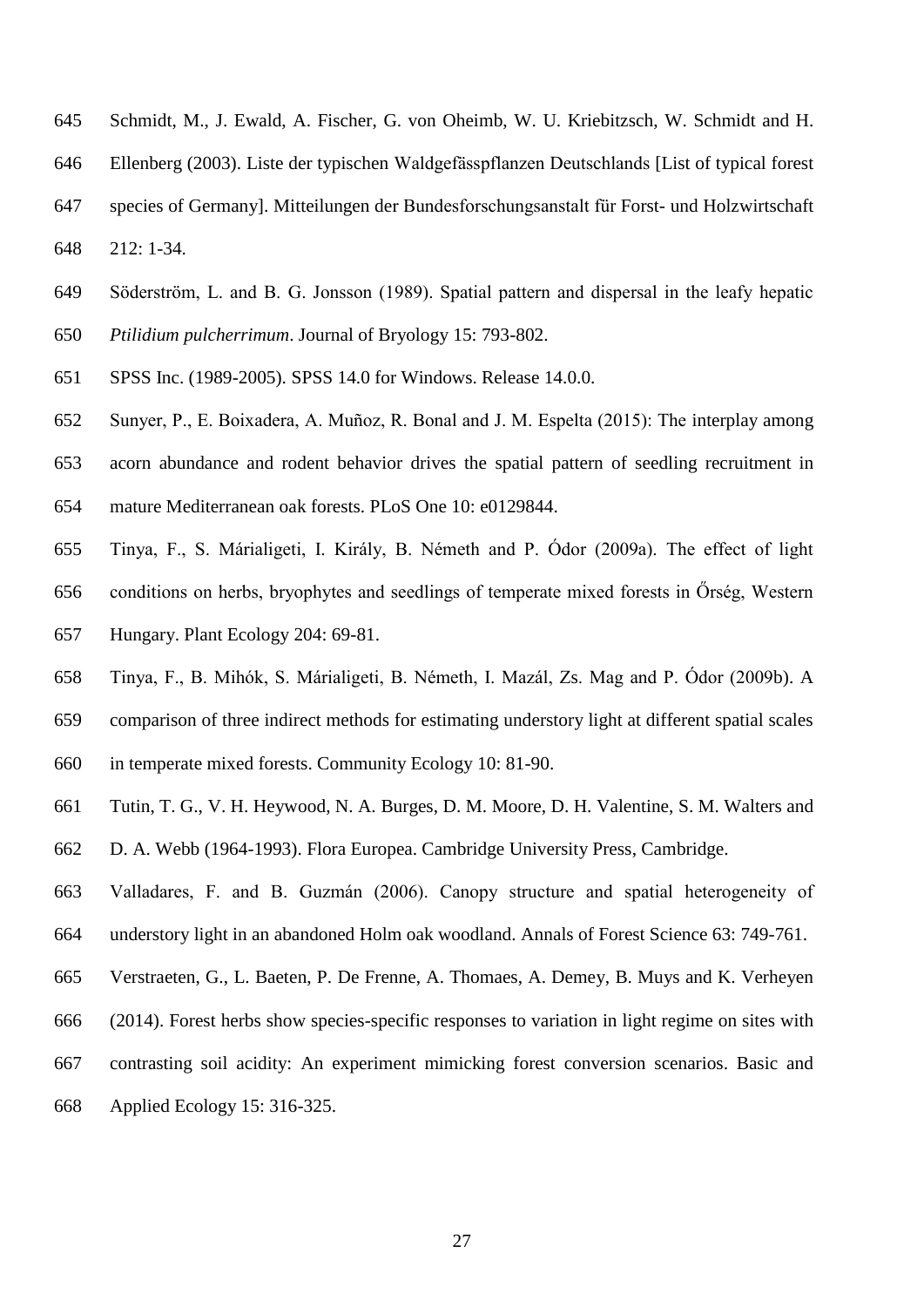Schmidt, M., J. Ewald, A. Fischer, G. von Oheimb, W. U. Kriebitzsch, W. Schmidt and H. Ellenberg (2003). Liste der typischen Waldgefässpflanzen Deutschlands [List of typical forest species of Germany]. Mitteilungen der Bundesforschungsanstalt für Forst- und Holzwirtschaft 212: 1-34.

Söderström, L. and B. G. Jonsson (1989). Spatial pattern and dispersal in the leafy hepatic *Ptilidium pulcherrimum*. Journal of Bryology 15: 793-802.

SPSS Inc. (1989-2005). SPSS 14.0 for Windows. Release 14.0.0.

Sunyer, P., E. Boixadera, A. Muñoz, R. Bonal and J. M. Espelta (2015): The interplay among acorn abundance and rodent behavior drives the spatial pattern of seedling recruitment in mature Mediterranean oak forests. PLoS One 10: e0129844.

Tinya, F., S. Márialigeti, I. Király, B. Németh and P. Ódor (2009a). The effect of light conditions on herbs, bryophytes and seedlings of temperate mixed forests in Őrség, Western Hungary. Plant Ecology 204: 69-81.

Tinya, F., B. Mihók, S. Márialigeti, B. Németh, I. Mazál, Zs. Mag and P. Ódor (2009b). A comparison of three indirect methods for estimating understory light at different spatial scales in temperate mixed forests. Community Ecology 10: 81-90.

Tutin, T. G., V. H. Heywood, N. A. Burges, D. M. Moore, D. H. Valentine, S. M. Walters and D. A. Webb (1964-1993). Flora Europea. Cambridge University Press, Cambridge.

Valladares, F. and B. Guzmán (2006). Canopy structure and spatial heterogeneity of understory light in an abandoned Holm oak woodland. Annals of Forest Science 63: 749-761.

Verstraeten, G., L. Baeten, P. De Frenne, A. Thomaes, A. Demey, B. Muys and K. Verheyen (2014). Forest herbs show species-specific responses to variation in light regime on sites with contrasting soil acidity: An experiment mimicking forest conversion scenarios. Basic and Applied Ecology 15: 316-325.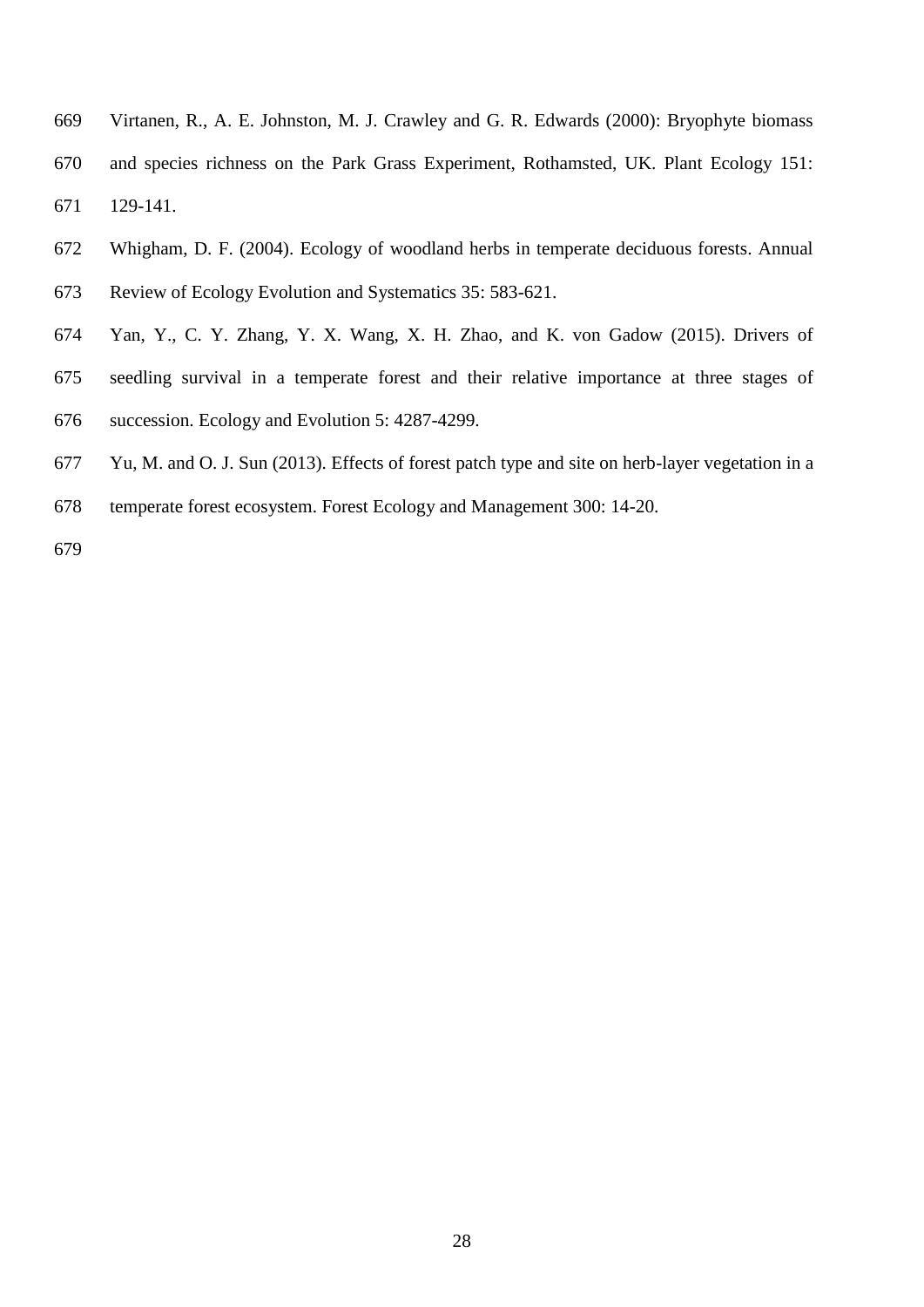Virtanen, R., A. E. Johnston, M. J. Crawley and G. R. Edwards (2000): Bryophyte biomass and species richness on the Park Grass Experiment, Rothamsted, UK. Plant Ecology 151: 129-141.

Whigham, D. F. (2004). Ecology of woodland herbs in temperate deciduous forests. Annual Review of Ecology Evolution and Systematics 35: 583-621.

Yan, Y., C. Y. Zhang, Y. X. Wang, X. H. Zhao, and K. von Gadow (2015). Drivers of seedling survival in a temperate forest and their relative importance at three stages of succession. Ecology and Evolution 5: 4287-4299.

Yu, M. and O. J. Sun (2013). Effects of forest patch type and site on herb-layer vegetation in a temperate forest ecosystem. Forest Ecology and Management 300: 14-20.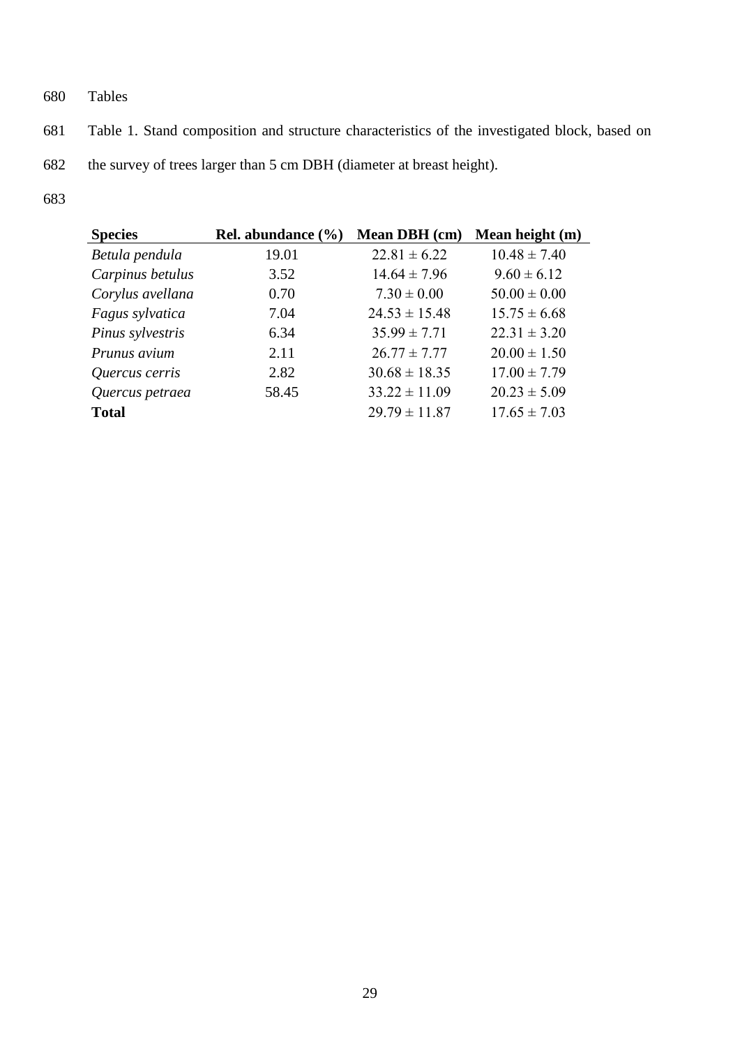Tables

Table 1. Stand composition and structure characteristics of the investigated block, based on the survey of trees larger than 5 cm DBH (diameter at breast height).

| **Species** | **Rel. abundance (%)** | **Mean DBH (cm)** | **Mean height (m)** |
|---|---|---|---|
| *Betula pendula* | 19.01 | 22.81 ± 6.22 | 10.48 ± 7.40 |
| *Carpinus betulus* | 3.52 | 14.64 ± 7.96 | 9.60 ± 6.12 |
| *Corylus avellana* | 0.70 | 7.30 ± 0.00 | 50.00 ± 0.00 |
| *Fagus sylvatica* | 7.04 | 24.53 ± 15.48 | 15.75 ± 6.68 |
| *Pinus sylvestris* | 6.34 | 35.99 ± 7.71 | 22.31 ± 3.20 |
| *Prunus avium* | 2.11 | 26.77 ± 7.77 | 20.00 ± 1.50 |
| *Quercus cerris* | 2.82 | 30.68 ± 18.35 | 17.00 ± 7.79 |
| *Quercus petraea* | 58.45 | 33.22 ± 11.09 | 20.23 ± 5.09 |
| **Total** | | 29.79 ± 11.87 | 17.65 ± 7.03 |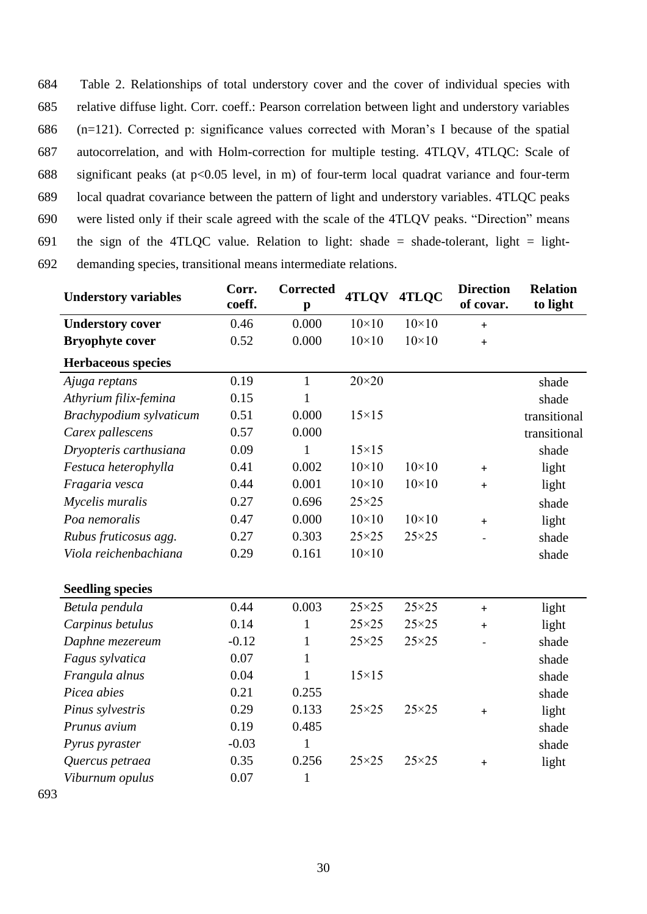Table 2. Relationships of total understory cover and the cover of individual species with relative diffuse light. Corr. coeff.: Pearson correlation between light and understory variables (n=121). Corrected p: significance values corrected with Moran's I because of the spatial autocorrelation, and with Holm-correction for multiple testing. 4TLQV, 4TLQC: Scale of significant peaks (at $p<0.05$ level, in m) of four-term local quadrat variance and four-term local quadrat covariance between the pattern of light and understory variables. 4TLQC peaks were listed only if their scale agreed with the scale of the 4TLQV peaks. "Direction" means the sign of the 4TLQC value. Relation to light: shade = shade-tolerant, light = light-demanding species, transitional means intermediate relations.

| Understory variables | Corr. coeff. | Corrected p | 4TLQV | 4TLQC | Direction of covar. | Relation to light |
|---|---|---|---|---|---|---|
| **Understory cover** | 0.46 | 0.000 | 10×10 | 10×10 | + | |
| **Bryophyte cover** | 0.52 | 0.000 | 10×10 | 10×10 | + | |
| **Herbaceous species** | | | | | | |
| *Ajuga reptans* | 0.19 | 1 | 20×20 | | | shade |
| *Athyrium filix-femina* | 0.15 | 1 | | | | shade |
| *Brachypodium sylvaticum* | 0.51 | 0.000 | 15×15 | | | transitional |
| *Carex pallescens* | 0.57 | 0.000 | | | | transitional |
| *Dryopteris carthusiana* | 0.09 | 1 | 15×15 | | | shade |
| *Festuca heterophylla* | 0.41 | 0.002 | 10×10 | 10×10 | + | light |
| *Fragaria vesca* | 0.44 | 0.001 | 10×10 | 10×10 | + | light |
| *Mycelis muralis* | 0.27 | 0.696 | 25×25 | | | shade |
| *Poa nemoralis* | 0.47 | 0.000 | 10×10 | 10×10 | + | light |
| *Rubus fruticosus agg.* | 0.27 | 0.303 | 25×25 | 25×25 | - | shade |
| *Viola reichenbachiana* | 0.29 | 0.161 | 10×10 | | | shade |
| **Seedling species** | | | | | | |
| *Betula pendula* | 0.44 | 0.003 | 25×25 | 25×25 | + | light |
| *Carpinus betulus* | 0.14 | 1 | 25×25 | 25×25 | + | light |
| *Daphne mezereum* | -0.12 | 1 | 25×25 | 25×25 | - | shade |
| *Fagus sylvatica* | 0.07 | 1 | | | | shade |
| *Frangula alnus* | 0.04 | 1 | 15×15 | | | shade |
| *Picea abies* | 0.21 | 0.255 | | | | shade |
| *Pinus sylvestris* | 0.29 | 0.133 | 25×25 | 25×25 | + | light |
| *Prunus avium* | 0.19 | 0.485 | | | | shade |
| *Pyrus pyraster* | -0.03 | 1 | | | | shade |
| *Quercus petraea* | 0.35 | 0.256 | 25×25 | 25×25 | + | light |
| *Viburnum opulus* | 0.07 | 1 | | | | |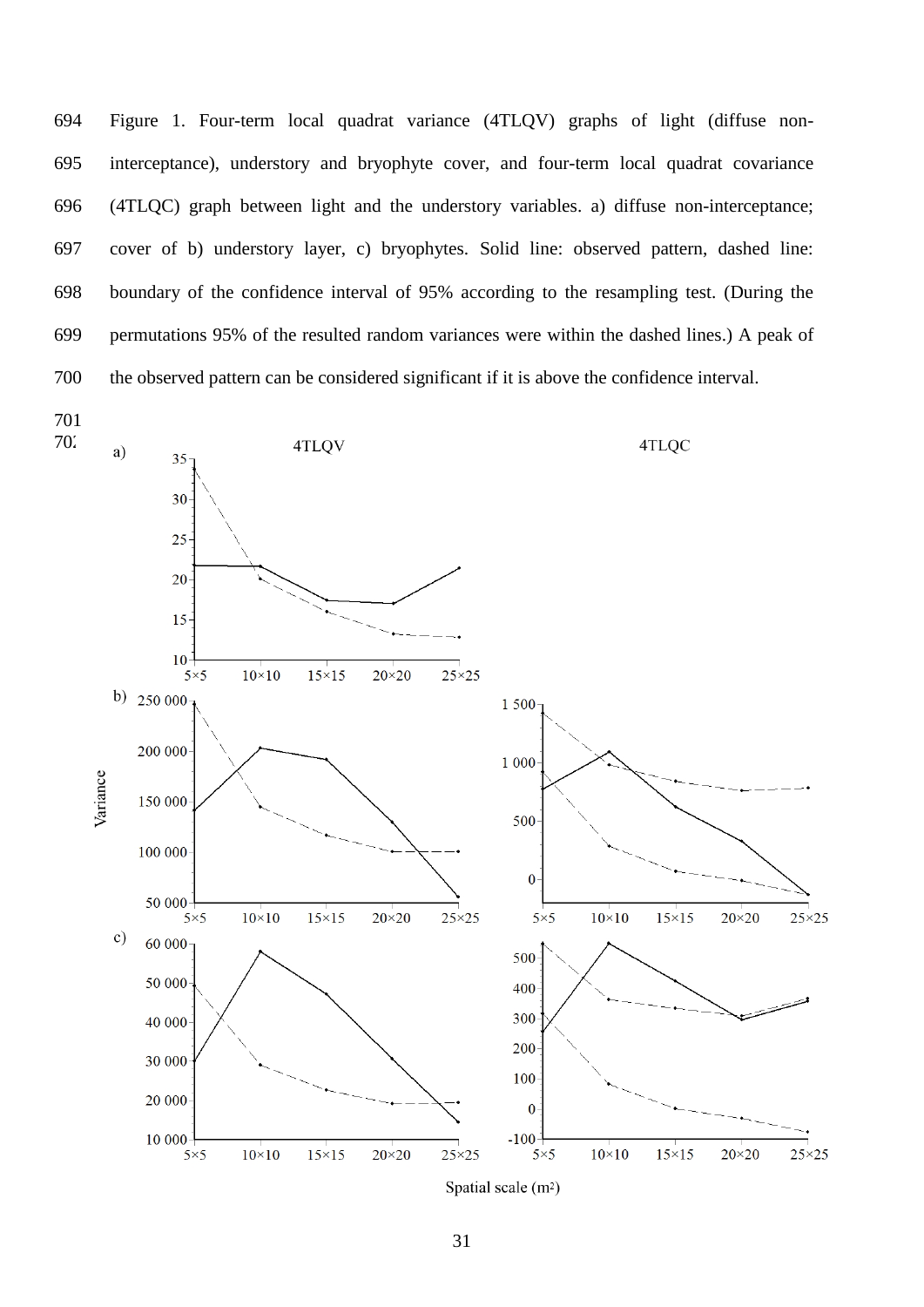Figure 1. Four-term local quadrat variance (4TLQV) graphs of light (diffuse non-interceptance), understory and bryophyte cover, and four-term local quadrat covariance (4TLQC) graph between light and the understory variables. a) diffuse non-interceptance; cover of b) understory layer, c) bryophytes. Solid line: observed pattern, dashed line: boundary of the confidence interval of 95% according to the resampling test. (During the permutations 95% of the resulted random variances were within the dashed lines.) A peak of the observed pattern can be considered significant if it is above the confidence interval.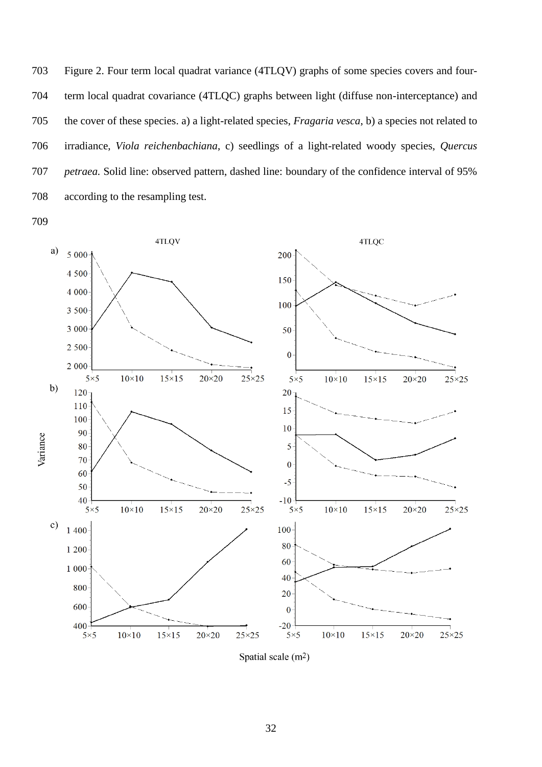Figure 2. Four term local quadrat variance (4TLQV) graphs of some species covers and four-term local quadrat covariance (4TLQC) graphs between light (diffuse non-interceptance) and the cover of these species. a) a light-related species, *Fragaria vesca*, b) a species not related to irradiance, *Viola reichenbachiana*, c) seedlings of a light-related woody species, *Quercus petraea*. Solid line: observed pattern, dashed line: boundary of the confidence interval of 95% according to the resampling test.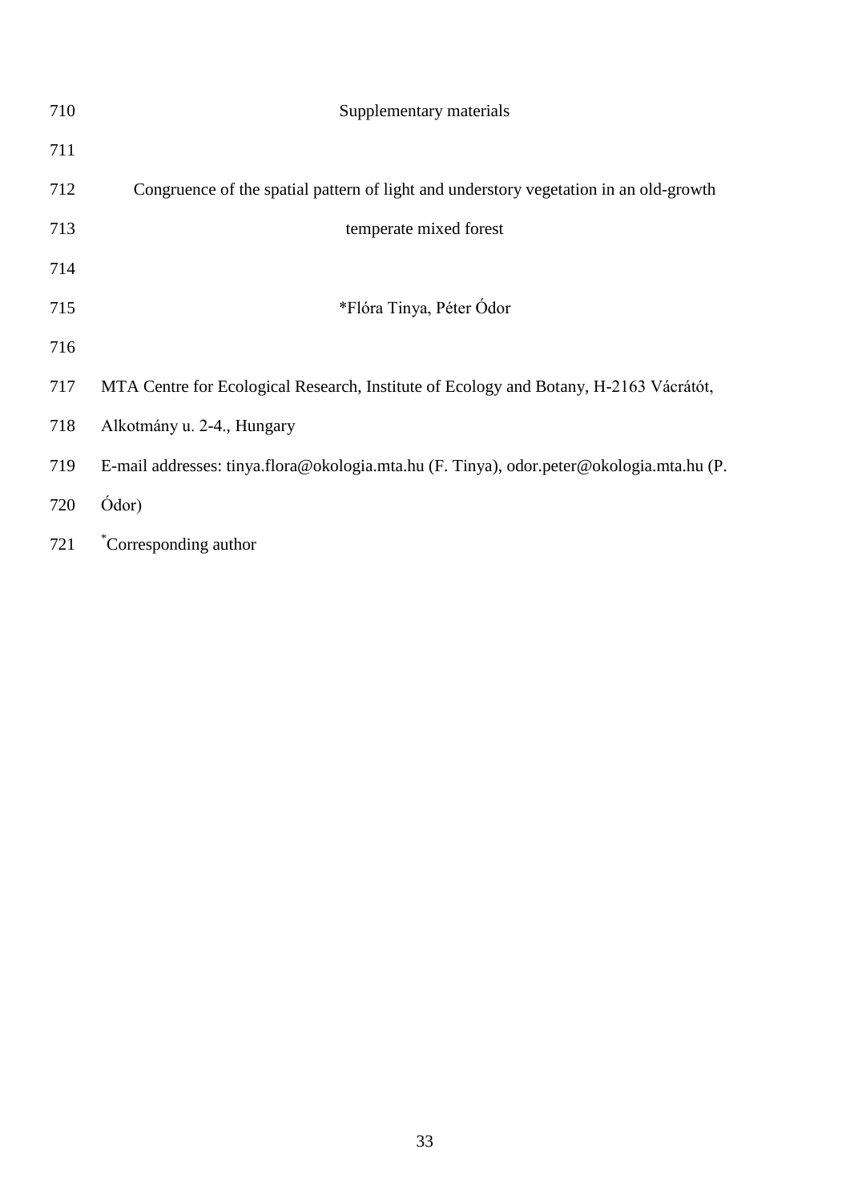# Supplementary materials

## Congruence of the spatial pattern of light and understory vegetation in an old-growth temperate mixed forest

*Flóra Tinya, Péter Ódor

MTA Centre for Ecological Research, Institute of Ecology and Botany, H-2163 Vácrátót, Alkotmány u. 2-4., Hungary

E-mail addresses: tinya.flora@okologia.mta.hu (F. Tinya), odor.peter@okologia.mta.hu (P. Ódor)

*Corresponding author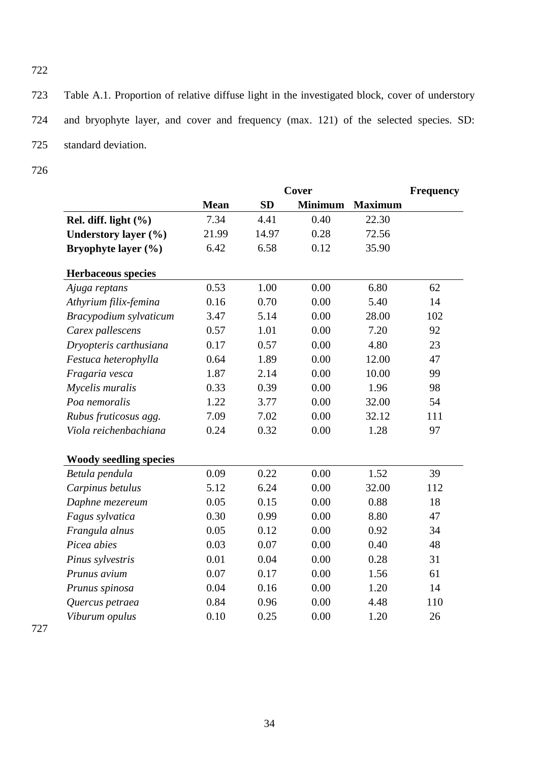Table A.1. Proportion of relative diffuse light in the investigated block, cover of understory and bryophyte layer, and cover and frequency (max. 121) of the selected species. SD: standard deviation.

| | Cover | | | | Frequency |
|---|---|---|---|---|---|
| | **Mean** | **SD** | **Minimum** | **Maximum** | |
| **Rel. diff. light (%)** | 7.34 | 4.41 | 0.40 | 22.30 | |
| **Understory layer (%)** | 21.99 | 14.97 | 0.28 | 72.56 | |
| **Bryophyte layer (%)** | 6.42 | 6.58 | 0.12 | 35.90 | |
| **Herbaceous species** | | | | | |
| *Ajuga reptans* | 0.53 | 1.00 | 0.00 | 6.80 | 62 |
| *Athyrium filix-femina* | 0.16 | 0.70 | 0.00 | 5.40 | 14 |
| *Bracypodium sylvaticum* | 3.47 | 5.14 | 0.00 | 28.00 | 102 |
| *Carex pallescens* | 0.57 | 1.01 | 0.00 | 7.20 | 92 |
| *Dryopteris carthusiana* | 0.17 | 0.57 | 0.00 | 4.80 | 23 |
| *Festuca heterophylla* | 0.64 | 1.89 | 0.00 | 12.00 | 47 |
| *Fragaria vesca* | 1.87 | 2.14 | 0.00 | 10.00 | 99 |
| *Mycelis muralis* | 0.33 | 0.39 | 0.00 | 1.96 | 98 |
| *Poa nemoralis* | 1.22 | 3.77 | 0.00 | 32.00 | 54 |
| *Rubus fruticosus agg.* | 7.09 | 7.02 | 0.00 | 32.12 | 111 |
| *Viola reichenbachiana* | 0.24 | 0.32 | 0.00 | 1.28 | 97 |
| **Woody seedling species** | | | | | |
| *Betula pendula* | 0.09 | 0.22 | 0.00 | 1.52 | 39 |
| *Carpinus betulus* | 5.12 | 6.24 | 0.00 | 32.00 | 112 |
| *Daphne mezereum* | 0.05 | 0.15 | 0.00 | 0.88 | 18 |
| *Fagus sylvatica* | 0.30 | 0.99 | 0.00 | 8.80 | 47 |
| *Frangula alnus* | 0.05 | 0.12 | 0.00 | 0.92 | 34 |
| *Picea abies* | 0.03 | 0.07 | 0.00 | 0.40 | 48 |
| *Pinus sylvestris* | 0.01 | 0.04 | 0.00 | 0.28 | 31 |
| *Prunus avium* | 0.07 | 0.17 | 0.00 | 1.56 | 61 |
| *Prunus spinosa* | 0.04 | 0.16 | 0.00 | 1.20 | 14 |
| *Quercus petraea* | 0.84 | 0.96 | 0.00 | 4.48 | 110 |
| *Viburum opulus* | 0.10 | 0.25 | 0.00 | 1.20 | 26 |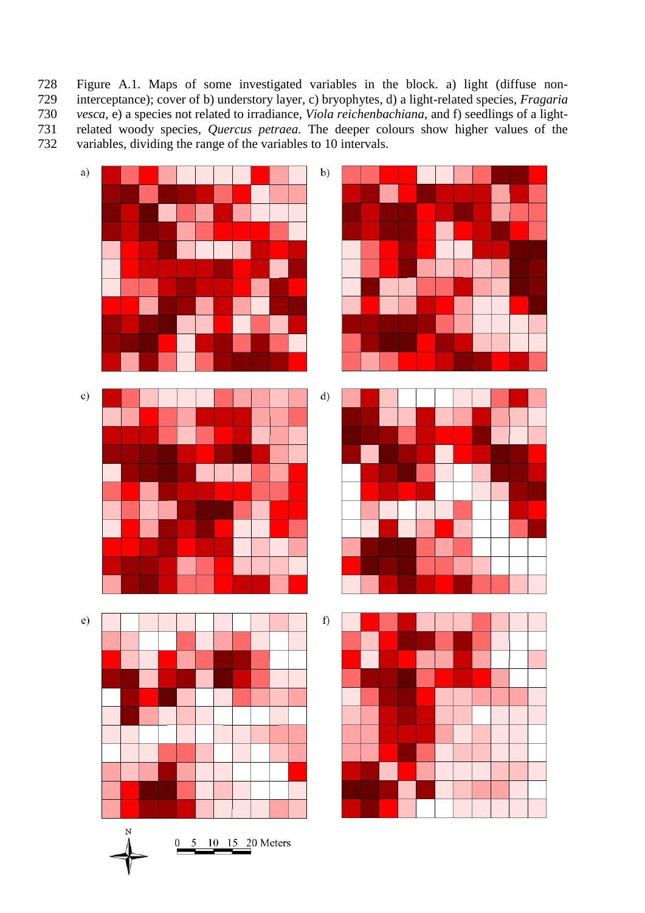Figure A.1. Maps of some investigated variables in the block. a) light (diffuse non-interceptance); cover of b) understory layer, c) bryophytes, d) a light-related species, *Fragaria vesca*, e) a species not related to irradiance, *Viola reichenbachiana*, and f) seedlings of a light-related woody species, *Quercus petraea*. The deeper colours show higher values of the variables, dividing the range of the variables to 10 intervals.

a)

b)

c)

d)

e)

f)

N

0 5 10 15 20 Meters